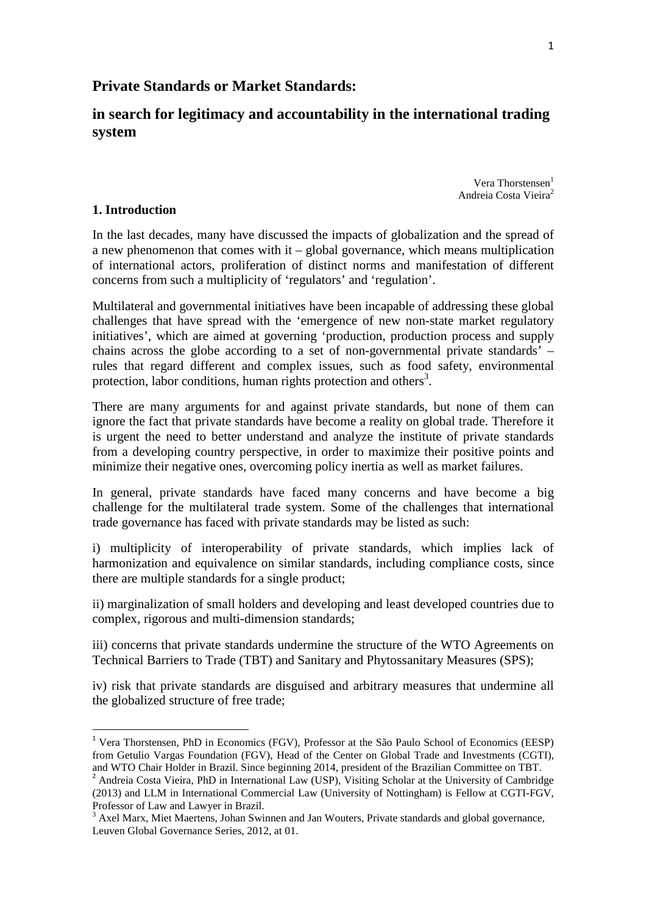# Private Standards or Market Standards:

## in search for legitimacy and accountability in the international trading system

Vera Thorstensen[1]
Andreia Costa Vieira[2]

### 1. Introduction

In the last decades, many have discussed the impacts of globalization and the spread of a new phenomenon that comes with it – global governance, which means multiplication of international actors, proliferation of distinct norms and manifestation of different concerns from such a multiplicity of 'regulators' and 'regulation'.

Multilateral and governmental initiatives have been incapable of addressing these global challenges that have spread with the 'emergence of new non-state market regulatory initiatives', which are aimed at governing 'production, production process and supply chains across the globe according to a set of non-governmental private standards' – rules that regard different and complex issues, such as food safety, environmental protection, labor conditions, human rights protection and others[3].

There are many arguments for and against private standards, but none of them can ignore the fact that private standards have become a reality on global trade. Therefore it is urgent the need to better understand and analyze the institute of private standards from a developing country perspective, in order to maximize their positive points and minimize their negative ones, overcoming policy inertia as well as market failures.

In general, private standards have faced many concerns and have become a big challenge for the multilateral trade system. Some of the challenges that international trade governance has faced with private standards may be listed as such:

i) multiplicity of interoperability of private standards, which implies lack of harmonization and equivalence on similar standards, including compliance costs, since there are multiple standards for a single product;

ii) marginalization of small holders and developing and least developed countries due to complex, rigorous and multi-dimension standards;

iii) concerns that private standards undermine the structure of the WTO Agreements on Technical Barriers to Trade (TBT) and Sanitary and Phytossanitary Measures (SPS);

iv) risk that private standards are disguised and arbitrary measures that undermine all the globalized structure of free trade;

---

[1] Vera Thorstensen, PhD in Economics (FGV), Professor at the São Paulo School of Economics (EESP) from Getulio Vargas Foundation (FGV), Head of the Center on Global Trade and Investments (CGTI), and WTO Chair Holder in Brazil. Since beginning 2014, president of the Brazilian Committee on TBT.

[2] Andreia Costa Vieira, PhD in International Law (USP), Visiting Scholar at the University of Cambridge (2013) and LLM in International Commercial Law (University of Nottingham) is Fellow at CGTI-FGV, Professor of Law and Lawyer in Brazil.

[3] Axel Marx, Miet Maertens, Johan Swinnen and Jan Wouters, Private standards and global governance, Leuven Global Governance Series, 2012, at 01.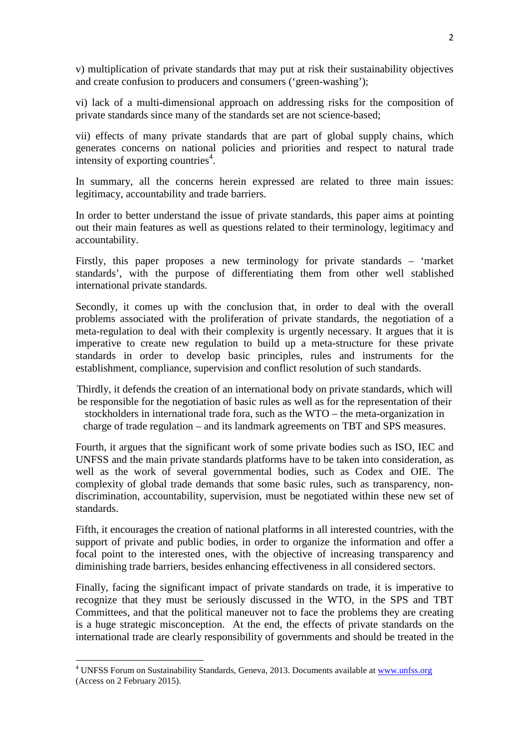v) multiplication of private standards that may put at risk their sustainability objectives and create confusion to producers and consumers ('green-washing');

vi) lack of a multi-dimensional approach on addressing risks for the composition of private standards since many of the standards set are not science-based;

vii) effects of many private standards that are part of global supply chains, which generates concerns on national policies and priorities and respect to natural trade intensity of exporting countries[4].

In summary, all the concerns herein expressed are related to three main issues: legitimacy, accountability and trade barriers.

In order to better understand the issue of private standards, this paper aims at pointing out their main features as well as questions related to their terminology, legitimacy and accountability.

Firstly, this paper proposes a new terminology for private standards – 'market standards', with the purpose of differentiating them from other well stablished international private standards.

Secondly, it comes up with the conclusion that, in order to deal with the overall problems associated with the proliferation of private standards, the negotiation of a meta-regulation to deal with their complexity is urgently necessary. It argues that it is imperative to create new regulation to build up a meta-structure for these private standards in order to develop basic principles, rules and instruments for the establishment, compliance, supervision and conflict resolution of such standards.

Thirdly, it defends the creation of an international body on private standards, which will be responsible for the negotiation of basic rules as well as for the representation of their stockholders in international trade fora, such as the WTO – the meta-organization in charge of trade regulation – and its landmark agreements on TBT and SPS measures.

Fourth, it argues that the significant work of some private bodies such as ISO, IEC and UNFSS and the main private standards platforms have to be taken into consideration, as well as the work of several governmental bodies, such as Codex and OIE. The complexity of global trade demands that some basic rules, such as transparency, non-discrimination, accountability, supervision, must be negotiated within these new set of standards.

Fifth, it encourages the creation of national platforms in all interested countries, with the support of private and public bodies, in order to organize the information and offer a focal point to the interested ones, with the objective of increasing transparency and diminishing trade barriers, besides enhancing effectiveness in all considered sectors.

Finally, facing the significant impact of private standards on trade, it is imperative to recognize that they must be seriously discussed in the WTO, in the SPS and TBT Committees, and that the political maneuver not to face the problems they are creating is a huge strategic misconception. At the end, the effects of private standards on the international trade are clearly responsibility of governments and should be treated in the

---

[4] UNFSS Forum on Sustainability Standards, Geneva, 2013. Documents available at www.unfss.org (Access on 2 February 2015).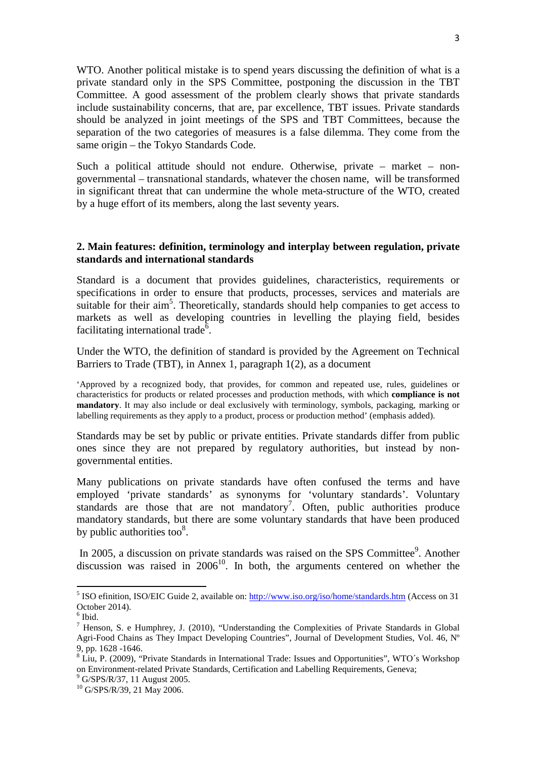WTO. Another political mistake is to spend years discussing the definition of what is a private standard only in the SPS Committee, postponing the discussion in the TBT Committee. A good assessment of the problem clearly shows that private standards include sustainability concerns, that are, par excellence, TBT issues. Private standards should be analyzed in joint meetings of the SPS and TBT Committees, because the separation of the two categories of measures is a false dilemma. They come from the same origin – the Tokyo Standards Code.

Such a political attitude should not endure. Otherwise, private – market – non-governmental – transnational standards, whatever the chosen name, will be transformed in significant threat that can undermine the whole meta-structure of the WTO, created by a huge effort of its members, along the last seventy years.

## 2. Main features: definition, terminology and interplay between regulation, private standards and international standards

Standard is a document that provides guidelines, characteristics, requirements or specifications in order to ensure that products, processes, services and materials are suitable for their aim[5]. Theoretically, standards should help companies to get access to markets as well as developing countries in levelling the playing field, besides facilitating international trade[6].

Under the WTO, the definition of standard is provided by the Agreement on Technical Barriers to Trade (TBT), in Annex 1, paragraph 1(2), as a document

> 'Approved by a recognized body, that provides, for common and repeated use, rules, guidelines or characteristics for products or related processes and production methods, with which **compliance is not mandatory**. It may also include or deal exclusively with terminology, symbols, packaging, marking or labelling requirements as they apply to a product, process or production method' (emphasis added).

Standards may be set by public or private entities. Private standards differ from public ones since they are not prepared by regulatory authorities, but instead by non-governmental entities.

Many publications on private standards have often confused the terms and have employed 'private standards' as synonyms for 'voluntary standards'. Voluntary standards are those that are not mandatory[7]. Often, public authorities produce mandatory standards, but there are some voluntary standards that have been produced by public authorities too[8].

In 2005, a discussion on private standards was raised on the SPS Committee[9]. Another discussion was raised in 2006[10]. In both, the arguments centered on whether the

---

[5] ISO efinition, ISO/EIC Guide 2, available on: http://www.iso.org/iso/home/standards.htm (Access on 31 October 2014).

[6] Ibid.

[7] Henson, S. e Humphrey, J. (2010), "Understanding the Complexities of Private Standards in Global Agri-Food Chains as They Impact Developing Countries", Journal of Development Studies, Vol. 46, Nº 9, pp. 1628 -1646.

[8] Liu, P. (2009), "Private Standards in International Trade: Issues and Opportunities", WTO´s Workshop on Environment-related Private Standards, Certification and Labelling Requirements, Geneva;

[9] G/SPS/R/37, 11 August 2005.

[10] G/SPS/R/39, 21 May 2006.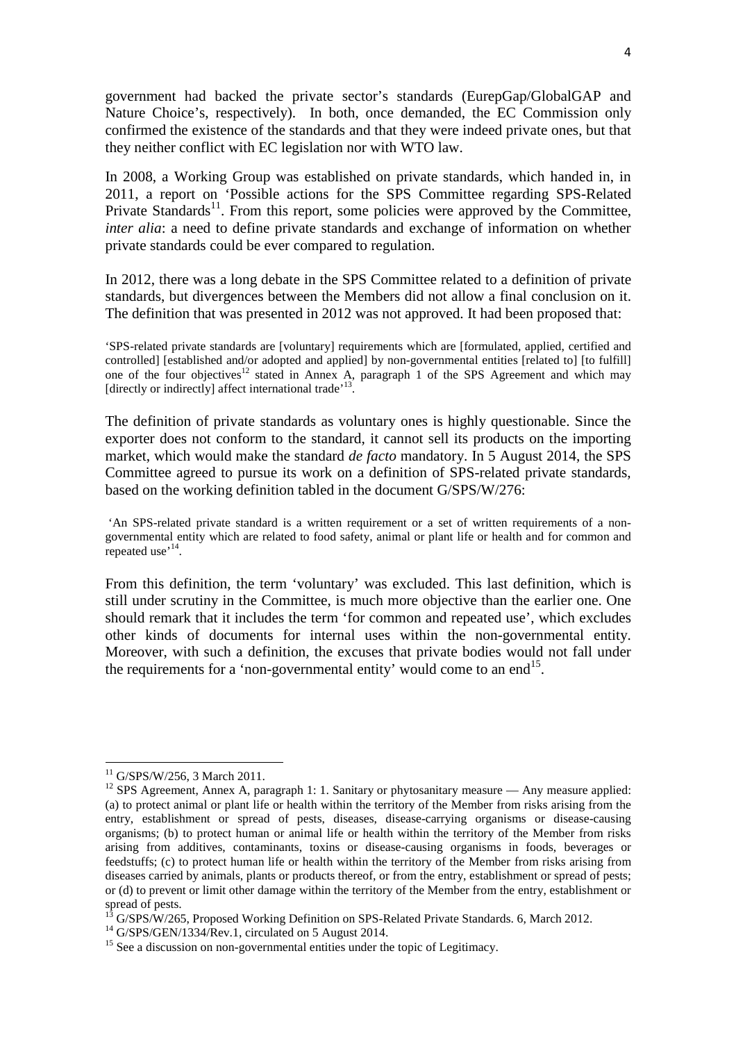government had backed the private sector's standards (EurepGap/GlobalGAP and Nature Choice's, respectively). In both, once demanded, the EC Commission only confirmed the existence of the standards and that they were indeed private ones, but that they neither conflict with EC legislation nor with WTO law.

In 2008, a Working Group was established on private standards, which handed in, in 2011, a report on 'Possible actions for the SPS Committee regarding SPS-Related Private Standards[11]. From this report, some policies were approved by the Committee, *inter alia*: a need to define private standards and exchange of information on whether private standards could be ever compared to regulation.

In 2012, there was a long debate in the SPS Committee related to a definition of private standards, but divergences between the Members did not allow a final conclusion on it. The definition that was presented in 2012 was not approved. It had been proposed that:

> 'SPS-related private standards are [voluntary] requirements which are [formulated, applied, certified and controlled] [established and/or adopted and applied] by non-governmental entities [related to] [to fulfill] one of the four objectives[12] stated in Annex A, paragraph 1 of the SPS Agreement and which may [directly or indirectly] affect international trade'[13].

The definition of private standards as voluntary ones is highly questionable. Since the exporter does not conform to the standard, it cannot sell its products on the importing market, which would make the standard *de facto* mandatory. In 5 August 2014, the SPS Committee agreed to pursue its work on a definition of SPS-related private standards, based on the working definition tabled in the document G/SPS/W/276:

> 'An SPS-related private standard is a written requirement or a set of written requirements of a non-governmental entity which are related to food safety, animal or plant life or health and for common and repeated use'[14].

From this definition, the term 'voluntary' was excluded. This last definition, which is still under scrutiny in the Committee, is much more objective than the earlier one. One should remark that it includes the term 'for common and repeated use', which excludes other kinds of documents for internal uses within the non-governmental entity. Moreover, with such a definition, the excuses that private bodies would not fall under the requirements for a 'non-governmental entity' would come to an end[15].

---

[11] G/SPS/W/256, 3 March 2011.

[12] SPS Agreement, Annex A, paragraph 1: 1. Sanitary or phytosanitary measure — Any measure applied: (a) to protect animal or plant life or health within the territory of the Member from risks arising from the entry, establishment or spread of pests, diseases, disease-carrying organisms or disease-causing organisms; (b) to protect human or animal life or health within the territory of the Member from risks arising from additives, contaminants, toxins or disease-causing organisms in foods, beverages or feedstuffs; (c) to protect human life or health within the territory of the Member from risks arising from diseases carried by animals, plants or products thereof, or from the entry, establishment or spread of pests; or (d) to prevent or limit other damage within the territory of the Member from the entry, establishment or spread of pests.

[13] G/SPS/W/265, Proposed Working Definition on SPS-Related Private Standards. 6, March 2012.

[14] G/SPS/GEN/1334/Rev.1, circulated on 5 August 2014.

[15] See a discussion on non-governmental entities under the topic of Legitimacy.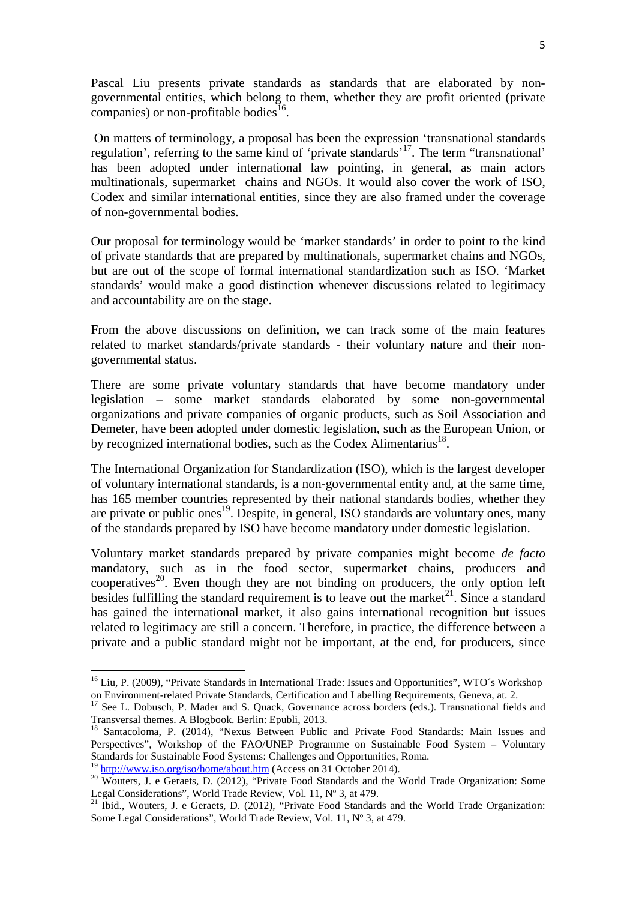Pascal Liu presents private standards as standards that are elaborated by non-governmental entities, which belong to them, whether they are profit oriented (private companies) or non-profitable bodies[16].

On matters of terminology, a proposal has been the expression 'transnational standards regulation', referring to the same kind of 'private standards'[17]. The term "transnational' has been adopted under international law pointing, in general, as main actors multinationals, supermarket chains and NGOs. It would also cover the work of ISO, Codex and similar international entities, since they are also framed under the coverage of non-governmental bodies.

Our proposal for terminology would be 'market standards' in order to point to the kind of private standards that are prepared by multinationals, supermarket chains and NGOs, but are out of the scope of formal international standardization such as ISO. 'Market standards' would make a good distinction whenever discussions related to legitimacy and accountability are on the stage.

From the above discussions on definition, we can track some of the main features related to market standards/private standards - their voluntary nature and their non-governmental status.

There are some private voluntary standards that have become mandatory under legislation – some market standards elaborated by some non-governmental organizations and private companies of organic products, such as Soil Association and Demeter, have been adopted under domestic legislation, such as the European Union, or by recognized international bodies, such as the Codex Alimentarius[18].

The International Organization for Standardization (ISO), which is the largest developer of voluntary international standards, is a non-governmental entity and, at the same time, has 165 member countries represented by their national standards bodies, whether they are private or public ones[19]. Despite, in general, ISO standards are voluntary ones, many of the standards prepared by ISO have become mandatory under domestic legislation.

Voluntary market standards prepared by private companies might become *de facto* mandatory, such as in the food sector, supermarket chains, producers and cooperatives[20]. Even though they are not binding on producers, the only option left besides fulfilling the standard requirement is to leave out the market[21]. Since a standard has gained the international market, it also gains international recognition but issues related to legitimacy are still a concern. Therefore, in practice, the difference between a private and a public standard might not be important, at the end, for producers, since

---

[16] Liu, P. (2009), "Private Standards in International Trade: Issues and Opportunities", WTO´s Workshop on Environment-related Private Standards, Certification and Labelling Requirements, Geneva, at. 2.

[17] See L. Dobusch, P. Mader and S. Quack, Governance across borders (eds.). Transnational fields and Transversal themes. A Blogbook. Berlin: Epubli, 2013.

[18] Santacoloma, P. (2014), "Nexus Between Public and Private Food Standards: Main Issues and Perspectives", Workshop of the FAO/UNEP Programme on Sustainable Food System – Voluntary Standards for Sustainable Food Systems: Challenges and Opportunities, Roma.

[19] http://www.iso.org/iso/home/about.htm (Access on 31 October 2014).

[20] Wouters, J. e Geraets, D. (2012), "Private Food Standards and the World Trade Organization: Some Legal Considerations", World Trade Review, Vol. 11, Nº 3, at 479.

[21] Ibid., Wouters, J. e Geraets, D. (2012), "Private Food Standards and the World Trade Organization: Some Legal Considerations", World Trade Review, Vol. 11, Nº 3, at 479.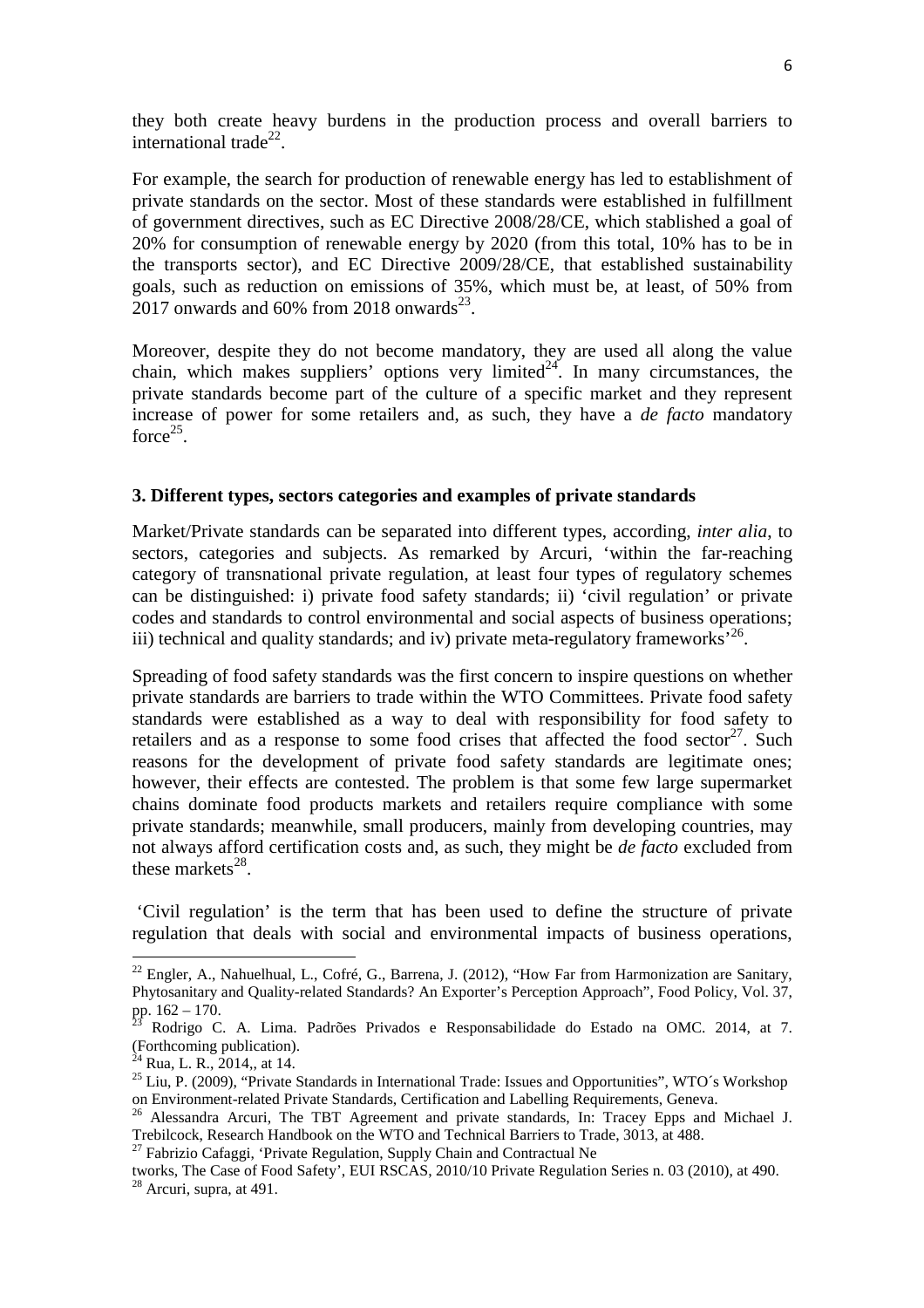they both create heavy burdens in the production process and overall barriers to international trade[22].

For example, the search for production of renewable energy has led to establishment of private standards on the sector. Most of these standards were established in fulfillment of government directives, such as EC Directive 2008/28/CE, which stablished a goal of 20% for consumption of renewable energy by 2020 (from this total, 10% has to be in the transports sector), and EC Directive 2009/28/CE, that established sustainability goals, such as reduction on emissions of 35%, which must be, at least, of 50% from 2017 onwards and 60% from 2018 onwards[23].

Moreover, despite they do not become mandatory, they are used all along the value chain, which makes suppliers' options very limited[24]. In many circumstances, the private standards become part of the culture of a specific market and they represent increase of power for some retailers and, as such, they have a *de facto* mandatory force[25].

### 3. Different types, sectors categories and examples of private standards

Market/Private standards can be separated into different types, according, *inter alia*, to sectors, categories and subjects. As remarked by Arcuri, 'within the far-reaching category of transnational private regulation, at least four types of regulatory schemes can be distinguished: i) private food safety standards; ii) 'civil regulation' or private codes and standards to control environmental and social aspects of business operations; iii) technical and quality standards; and iv) private meta-regulatory frameworks'[26].

Spreading of food safety standards was the first concern to inspire questions on whether private standards are barriers to trade within the WTO Committees. Private food safety standards were established as a way to deal with responsibility for food safety to retailers and as a response to some food crises that affected the food sector[27]. Such reasons for the development of private food safety standards are legitimate ones; however, their effects are contested. The problem is that some few large supermarket chains dominate food products markets and retailers require compliance with some private standards; meanwhile, small producers, mainly from developing countries, may not always afford certification costs and, as such, they might be *de facto* excluded from these markets[28].

'Civil regulation' is the term that has been used to define the structure of private regulation that deals with social and environmental impacts of business operations,

---

[22] Engler, A., Nahuelhual, L., Cofré, G., Barrena, J. (2012), "How Far from Harmonization are Sanitary, Phytosanitary and Quality-related Standards? An Exporter's Perception Approach", Food Policy, Vol. 37, pp. 162 – 170.

[23] Rodrigo C. A. Lima. Padrões Privados e Responsabilidade do Estado na OMC. 2014, at 7. (Forthcoming publication).

[24] Rua, L. R., 2014,, at 14.

[25] Liu, P. (2009), "Private Standards in International Trade: Issues and Opportunities", WTO´s Workshop on Environment-related Private Standards, Certification and Labelling Requirements, Geneva.

[26] Alessandra Arcuri, The TBT Agreement and private standards, In: Tracey Epps and Michael J. Trebilcock, Research Handbook on the WTO and Technical Barriers to Trade, 3013, at 488.

[27] Fabrizio Cafaggi, 'Private Regulation, Supply Chain and Contractual Ne tworks, The Case of Food Safety', EUI RSCAS, 2010/10 Private Regulation Series n. 03 (2010), at 490.

[28] Arcuri, supra, at 491.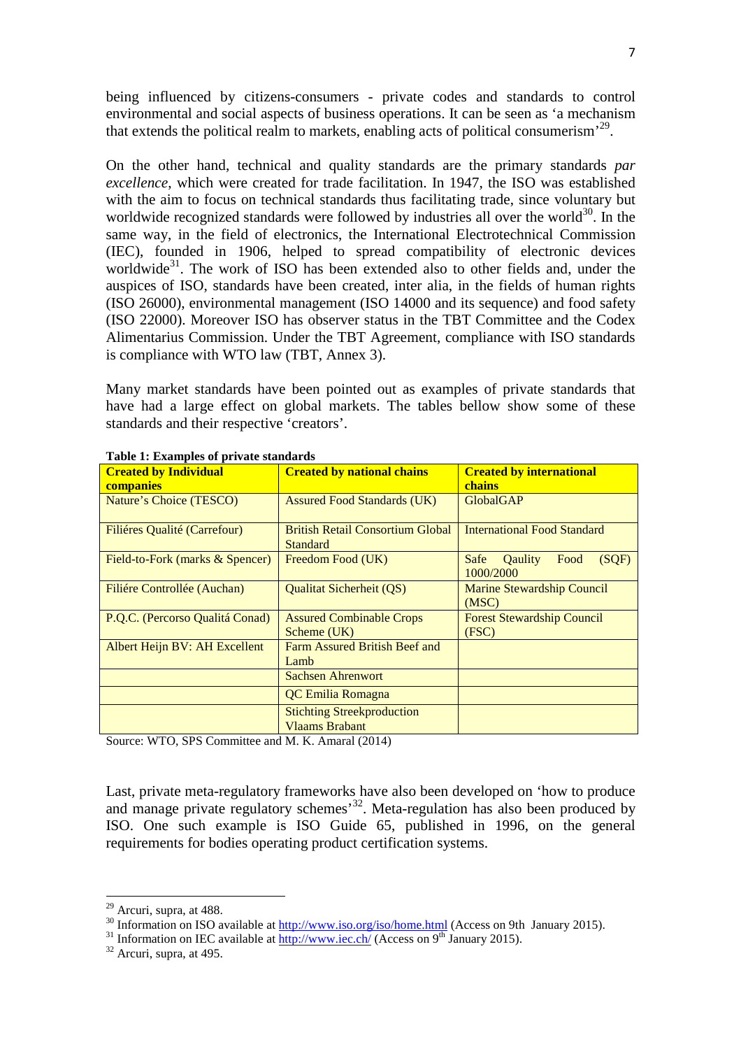being influenced by citizens-consumers - private codes and standards to control environmental and social aspects of business operations. It can be seen as 'a mechanism that extends the political realm to markets, enabling acts of political consumerism'[29].

On the other hand, technical and quality standards are the primary standards *par excellence*, which were created for trade facilitation. In 1947, the ISO was established with the aim to focus on technical standards thus facilitating trade, since voluntary but worldwide recognized standards were followed by industries all over the world[30]. In the same way, in the field of electronics, the International Electrotechnical Commission (IEC), founded in 1906, helped to spread compatibility of electronic devices worldwide[31]. The work of ISO has been extended also to other fields and, under the auspices of ISO, standards have been created, inter alia, in the fields of human rights (ISO 26000), environmental management (ISO 14000 and its sequence) and food safety (ISO 22000). Moreover ISO has observer status in the TBT Committee and the Codex Alimentarius Commission. Under the TBT Agreement, compliance with ISO standards is compliance with WTO law (TBT, Annex 3).

Many market standards have been pointed out as examples of private standards that have had a large effect on global markets. The tables bellow show some of these standards and their respective 'creators'.

**Table 1: Examples of private standards**

| Created by Individual companies | Created by national chains | Created by international chains |
|---|---|---|
| Nature's Choice (TESCO) | Assured Food Standards (UK) | GlobalGAP |
| Filiéres Qualité (Carrefour) | British Retail Consortium Global Standard | International Food Standard |
| Field-to-Fork (marks & Spencer) | Freedom Food (UK) | Safe Qaulity Food (SQF) 1000/2000 |
| Filiére Controllée (Auchan) | Qualitat Sicherheit (QS) | Marine Stewardship Council (MSC) |
| P.Q.C. (Percorso Qualitá Conad) | Assured Combinable Crops Scheme (UK) | Forest Stewardship Council (FSC) |
| Albert Heijn BV: AH Excellent | Farm Assured British Beef and Lamb | |
| | Sachsen Ahrenwort | |
| | QC Emilia Romagna | |
| | Stichting Streekproduction Vlaams Brabant | |

Source: WTO, SPS Committee and M. K. Amaral (2014)

Last, private meta-regulatory frameworks have also been developed on 'how to produce and manage private regulatory schemes'[32]. Meta-regulation has also been produced by ISO. One such example is ISO Guide 65, published in 1996, on the general requirements for bodies operating product certification systems.

---

[29] Arcuri, supra, at 488.

[30] Information on ISO available at http://www.iso.org/iso/home.html (Access on 9th January 2015).

[31] Information on IEC available at http://www.iec.ch/ (Access on 9th January 2015).

[32] Arcuri, supra, at 495.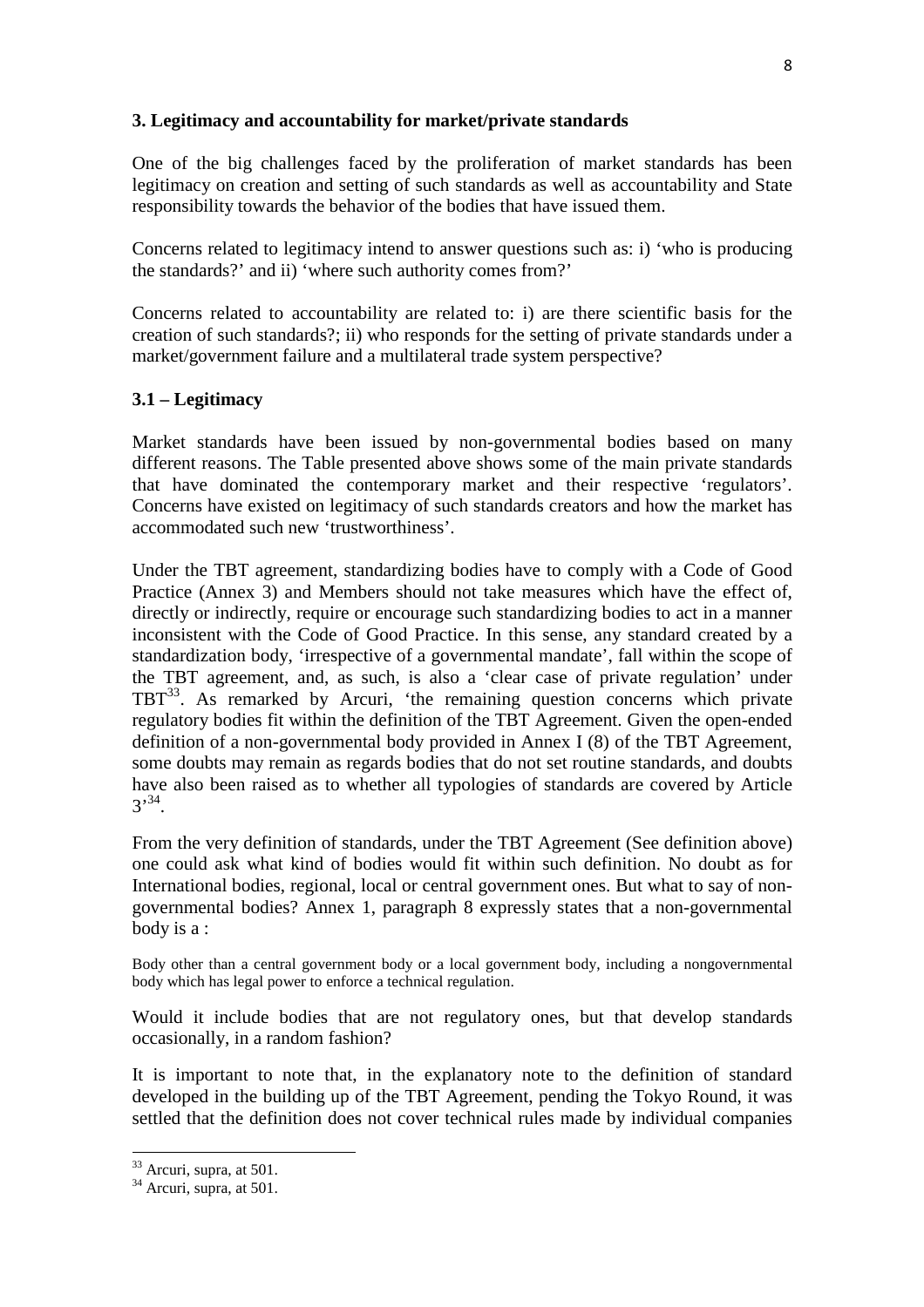### 3. Legitimacy and accountability for market/private standards

One of the big challenges faced by the proliferation of market standards has been legitimacy on creation and setting of such standards as well as accountability and State responsibility towards the behavior of the bodies that have issued them.

Concerns related to legitimacy intend to answer questions such as: i) 'who is producing the standards?' and ii) 'where such authority comes from?'

Concerns related to accountability are related to: i) are there scientific basis for the creation of such standards?; ii) who responds for the setting of private standards under a market/government failure and a multilateral trade system perspective?

#### 3.1 – Legitimacy

Market standards have been issued by non-governmental bodies based on many different reasons. The Table presented above shows some of the main private standards that have dominated the contemporary market and their respective 'regulators'. Concerns have existed on legitimacy of such standards creators and how the market has accommodated such new 'trustworthiness'.

Under the TBT agreement, standardizing bodies have to comply with a Code of Good Practice (Annex 3) and Members should not take measures which have the effect of, directly or indirectly, require or encourage such standardizing bodies to act in a manner inconsistent with the Code of Good Practice. In this sense, any standard created by a standardization body, 'irrespective of a governmental mandate', fall within the scope of the TBT agreement, and, as such, is also a 'clear case of private regulation' under TBT[33]. As remarked by Arcuri, 'the remaining question concerns which private regulatory bodies fit within the definition of the TBT Agreement. Given the open-ended definition of a non-governmental body provided in Annex I (8) of the TBT Agreement, some doubts may remain as regards bodies that do not set routine standards, and doubts have also been raised as to whether all typologies of standards are covered by Article 3'[34].

From the very definition of standards, under the TBT Agreement (See definition above) one could ask what kind of bodies would fit within such definition. No doubt as for International bodies, regional, local or central government ones. But what to say of non-governmental bodies? Annex 1, paragraph 8 expressly states that a non-governmental body is a :

> Body other than a central government body or a local government body, including a nongovernmental body which has legal power to enforce a technical regulation.

Would it include bodies that are not regulatory ones, but that develop standards occasionally, in a random fashion?

It is important to note that, in the explanatory note to the definition of standard developed in the building up of the TBT Agreement, pending the Tokyo Round, it was settled that the definition does not cover technical rules made by individual companies

---

[33] Arcuri, supra, at 501.

[34] Arcuri, supra, at 501.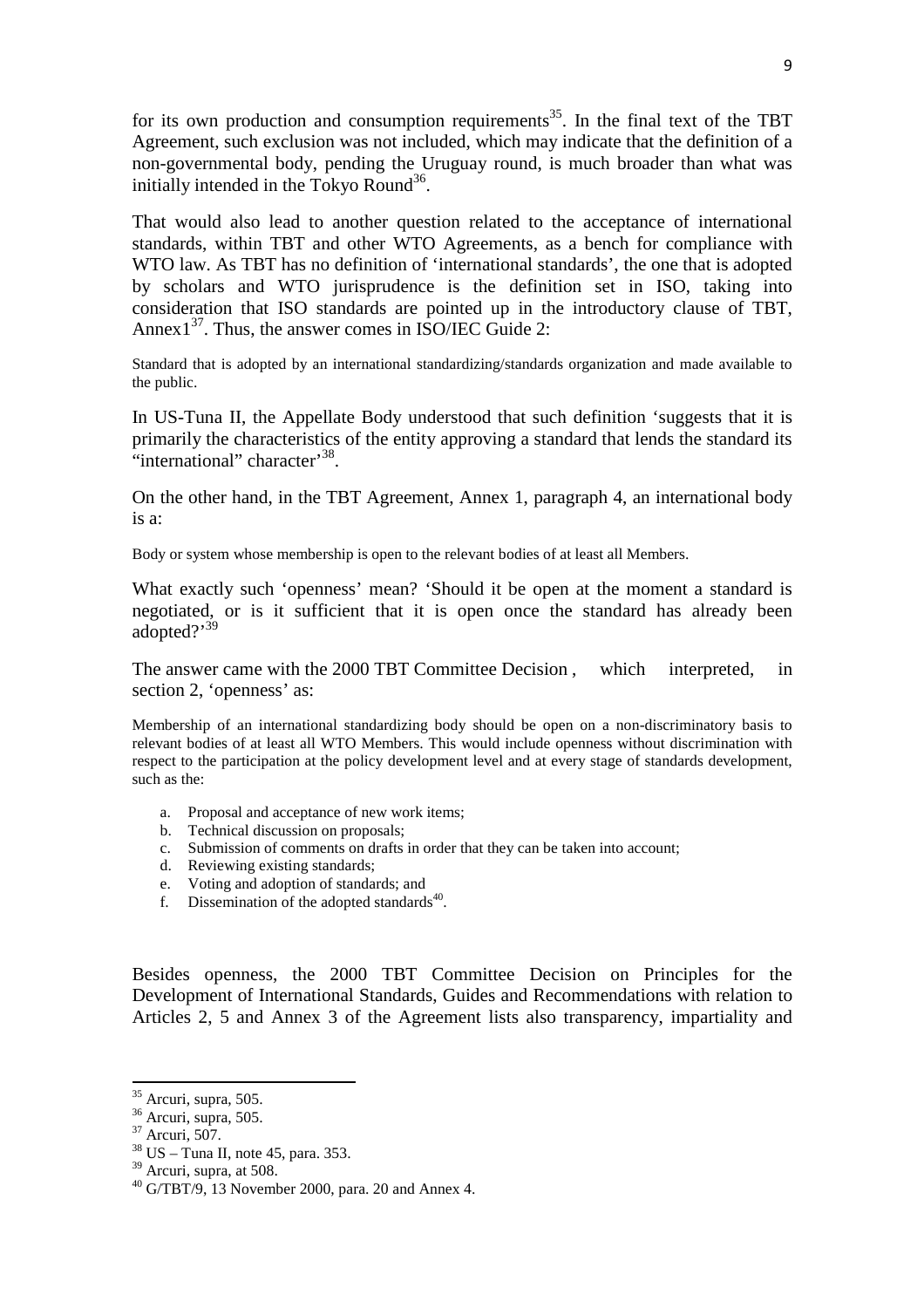for its own production and consumption requirements[35]. In the final text of the TBT Agreement, such exclusion was not included, which may indicate that the definition of a non-governmental body, pending the Uruguay round, is much broader than what was initially intended in the Tokyo Round[36].

That would also lead to another question related to the acceptance of international standards, within TBT and other WTO Agreements, as a bench for compliance with WTO law. As TBT has no definition of 'international standards', the one that is adopted by scholars and WTO jurisprudence is the definition set in ISO, taking into consideration that ISO standards are pointed up in the introductory clause of TBT, Annex1[37]. Thus, the answer comes in ISO/IEC Guide 2:

> Standard that is adopted by an international standardizing/standards organization and made available to the public.

In US-Tuna II, the Appellate Body understood that such definition 'suggests that it is primarily the characteristics of the entity approving a standard that lends the standard its "international" character'[38].

On the other hand, in the TBT Agreement, Annex 1, paragraph 4, an international body is a:

> Body or system whose membership is open to the relevant bodies of at least all Members.

What exactly such 'openness' mean? 'Should it be open at the moment a standard is negotiated, or is it sufficient that it is open once the standard has already been adopted?'[39]

The answer came with the 2000 TBT Committee Decision , which interpreted, in section 2, 'openness' as:

> Membership of an international standardizing body should be open on a non-discriminatory basis to relevant bodies of at least all WTO Members. This would include openness without discrimination with respect to the participation at the policy development level and at every stage of standards development, such as the:
>
> a. Proposal and acceptance of new work items;
> b. Technical discussion on proposals;
> c. Submission of comments on drafts in order that they can be taken into account;
> d. Reviewing existing standards;
> e. Voting and adoption of standards; and
> f. Dissemination of the adopted standards[40].

Besides openness, the 2000 TBT Committee Decision on Principles for the Development of International Standards, Guides and Recommendations with relation to Articles 2, 5 and Annex 3 of the Agreement lists also transparency, impartiality and

---

[35] Arcuri, supra, 505.
[36] Arcuri, supra, 505.
[37] Arcuri, 507.
[38] US – Tuna II, note 45, para. 353.
[39] Arcuri, supra, at 508.
[40] G/TBT/9, 13 November 2000, para. 20 and Annex 4.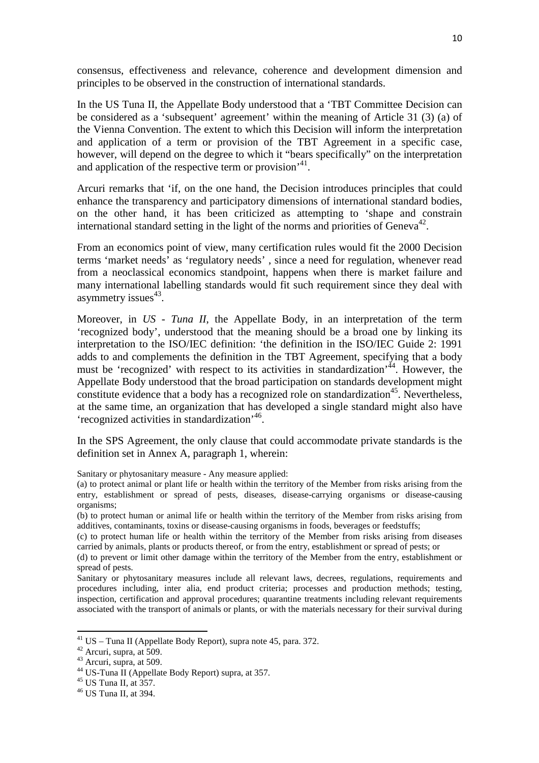consensus, effectiveness and relevance, coherence and development dimension and principles to be observed in the construction of international standards.

In the US Tuna II, the Appellate Body understood that a 'TBT Committee Decision can be considered as a 'subsequent' agreement' within the meaning of Article 31 (3) (a) of the Vienna Convention. The extent to which this Decision will inform the interpretation and application of a term or provision of the TBT Agreement in a specific case, however, will depend on the degree to which it "bears specifically" on the interpretation and application of the respective term or provision'[41].

Arcuri remarks that 'if, on the one hand, the Decision introduces principles that could enhance the transparency and participatory dimensions of international standard bodies, on the other hand, it has been criticized as attempting to 'shape and constrain international standard setting in the light of the norms and priorities of Geneva[42].

From an economics point of view, many certification rules would fit the 2000 Decision terms 'market needs' as 'regulatory needs' , since a need for regulation, whenever read from a neoclassical economics standpoint, happens when there is market failure and many international labelling standards would fit such requirement since they deal with asymmetry issues[43].

Moreover, in *US - Tuna II*, the Appellate Body, in an interpretation of the term 'recognized body', understood that the meaning should be a broad one by linking its interpretation to the ISO/IEC definition: 'the definition in the ISO/IEC Guide 2: 1991 adds to and complements the definition in the TBT Agreement, specifying that a body must be 'recognized' with respect to its activities in standardization'[44]. However, the Appellate Body understood that the broad participation on standards development might constitute evidence that a body has a recognized role on standardization[45]. Nevertheless, at the same time, an organization that has developed a single standard might also have 'recognized activities in standardization'[46].

In the SPS Agreement, the only clause that could accommodate private standards is the definition set in Annex A, paragraph 1, wherein:

> Sanitary or phytosanitary measure - Any measure applied:
>
> (a) to protect animal or plant life or health within the territory of the Member from risks arising from the entry, establishment or spread of pests, diseases, disease-carrying organisms or disease-causing organisms;
>
> (b) to protect human or animal life or health within the territory of the Member from risks arising from additives, contaminants, toxins or disease-causing organisms in foods, beverages or feedstuffs;
>
> (c) to protect human life or health within the territory of the Member from risks arising from diseases carried by animals, plants or products thereof, or from the entry, establishment or spread of pests; or
>
> (d) to prevent or limit other damage within the territory of the Member from the entry, establishment or spread of pests.
>
> Sanitary or phytosanitary measures include all relevant laws, decrees, regulations, requirements and procedures including, inter alia, end product criteria; processes and production methods; testing, inspection, certification and approval procedures; quarantine treatments including relevant requirements associated with the transport of animals or plants, or with the materials necessary for their survival during

---

[41] US – Tuna II (Appellate Body Report), supra note 45, para. 372.

[42] Arcuri, supra, at 509.

[43] Arcuri, supra, at 509.

[44] US-Tuna II (Appellate Body Report) supra, at 357.

[45] US Tuna II, at 357.

[46] US Tuna II, at 394.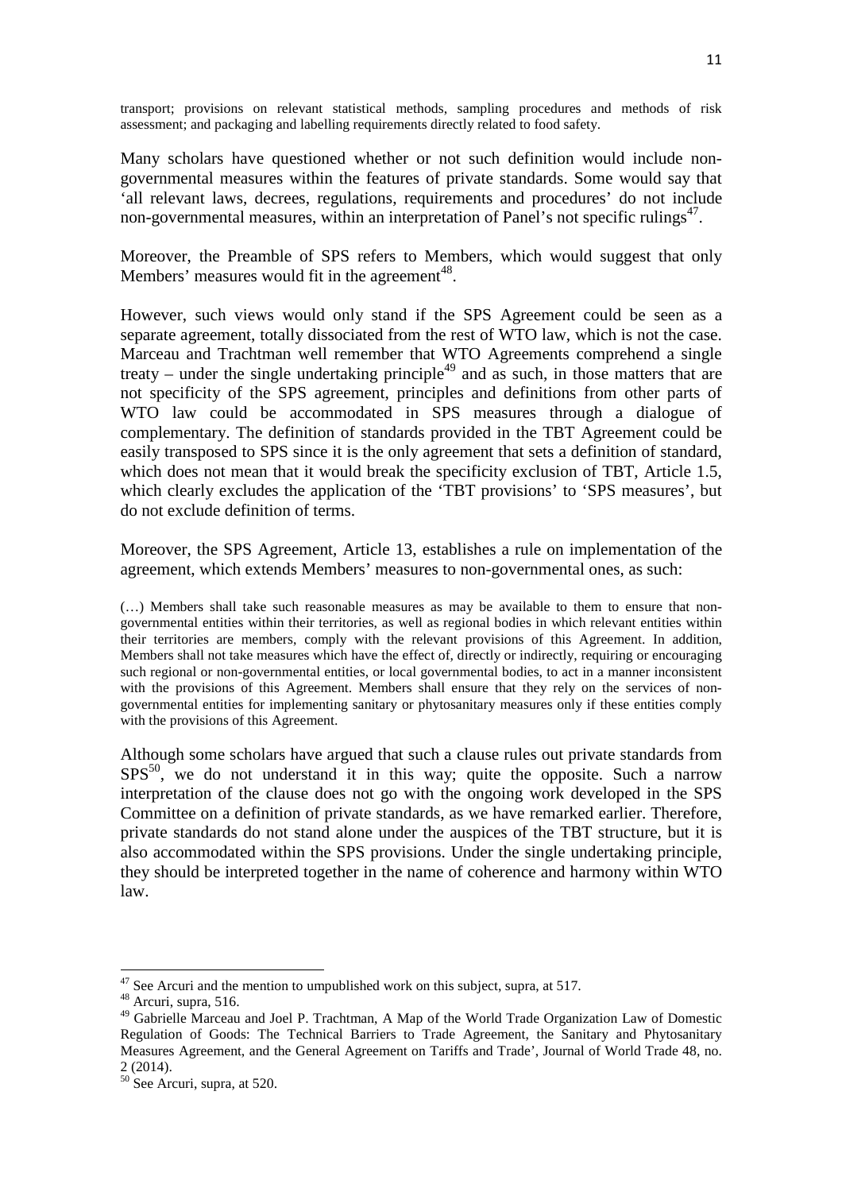transport; provisions on relevant statistical methods, sampling procedures and methods of risk assessment; and packaging and labelling requirements directly related to food safety.

Many scholars have questioned whether or not such definition would include non-governmental measures within the features of private standards. Some would say that 'all relevant laws, decrees, regulations, requirements and procedures' do not include non-governmental measures, within an interpretation of Panel's not specific rulings[47].

Moreover, the Preamble of SPS refers to Members, which would suggest that only Members' measures would fit in the agreement[48].

However, such views would only stand if the SPS Agreement could be seen as a separate agreement, totally dissociated from the rest of WTO law, which is not the case. Marceau and Trachtman well remember that WTO Agreements comprehend a single treaty – under the single undertaking principle[49] and as such, in those matters that are not specificity of the SPS agreement, principles and definitions from other parts of WTO law could be accommodated in SPS measures through a dialogue of complementary. The definition of standards provided in the TBT Agreement could be easily transposed to SPS since it is the only agreement that sets a definition of standard, which does not mean that it would break the specificity exclusion of TBT, Article 1.5, which clearly excludes the application of the 'TBT provisions' to 'SPS measures', but do not exclude definition of terms.

Moreover, the SPS Agreement, Article 13, establishes a rule on implementation of the agreement, which extends Members' measures to non-governmental ones, as such:

(…) Members shall take such reasonable measures as may be available to them to ensure that non-governmental entities within their territories, as well as regional bodies in which relevant entities within their territories are members, comply with the relevant provisions of this Agreement. In addition, Members shall not take measures which have the effect of, directly or indirectly, requiring or encouraging such regional or non-governmental entities, or local governmental bodies, to act in a manner inconsistent with the provisions of this Agreement. Members shall ensure that they rely on the services of non-governmental entities for implementing sanitary or phytosanitary measures only if these entities comply with the provisions of this Agreement.

Although some scholars have argued that such a clause rules out private standards from SPS[50], we do not understand it in this way; quite the opposite. Such a narrow interpretation of the clause does not go with the ongoing work developed in the SPS Committee on a definition of private standards, as we have remarked earlier. Therefore, private standards do not stand alone under the auspices of the TBT structure, but it is also accommodated within the SPS provisions. Under the single undertaking principle, they should be interpreted together in the name of coherence and harmony within WTO law.

---

[47] See Arcuri and the mention to umpublished work on this subject, supra, at 517.

[48] Arcuri, supra, 516.

[49] Gabrielle Marceau and Joel P. Trachtman, A Map of the World Trade Organization Law of Domestic Regulation of Goods: The Technical Barriers to Trade Agreement, the Sanitary and Phytosanitary Measures Agreement, and the General Agreement on Tariffs and Trade', Journal of World Trade 48, no. 2 (2014).

[50] See Arcuri, supra, at 520.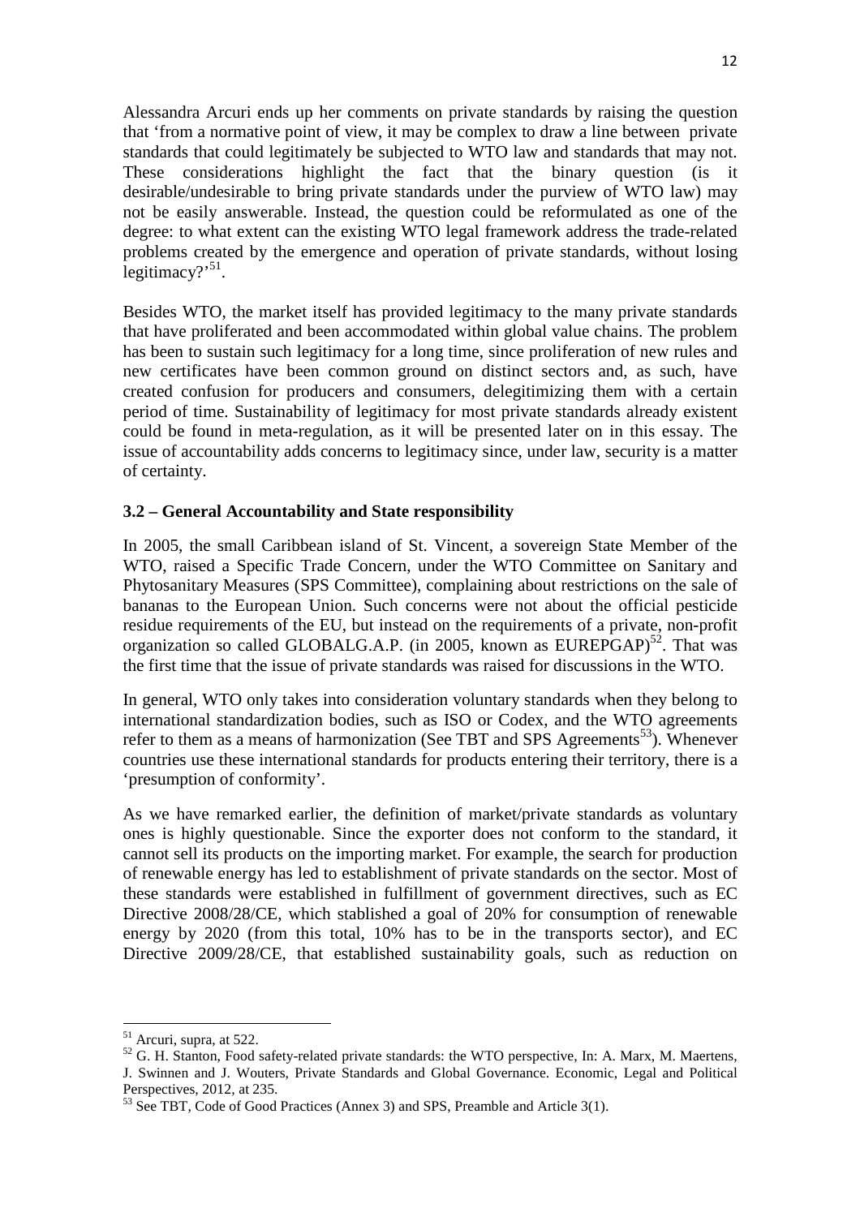Alessandra Arcuri ends up her comments on private standards by raising the question that 'from a normative point of view, it may be complex to draw a line between private standards that could legitimately be subjected to WTO law and standards that may not. These considerations highlight the fact that the binary question (is it desirable/undesirable to bring private standards under the purview of WTO law) may not be easily answerable. Instead, the question could be reformulated as one of the degree: to what extent can the existing WTO legal framework address the trade-related problems created by the emergence and operation of private standards, without losing legitimacy?'[51].

Besides WTO, the market itself has provided legitimacy to the many private standards that have proliferated and been accommodated within global value chains. The problem has been to sustain such legitimacy for a long time, since proliferation of new rules and new certificates have been common ground on distinct sectors and, as such, have created confusion for producers and consumers, delegitimizing them with a certain period of time. Sustainability of legitimacy for most private standards already existent could be found in meta-regulation, as it will be presented later on in this essay. The issue of accountability adds concerns to legitimacy since, under law, security is a matter of certainty.

### 3.2 – General Accountability and State responsibility

In 2005, the small Caribbean island of St. Vincent, a sovereign State Member of the WTO, raised a Specific Trade Concern, under the WTO Committee on Sanitary and Phytosanitary Measures (SPS Committee), complaining about restrictions on the sale of bananas to the European Union. Such concerns were not about the official pesticide residue requirements of the EU, but instead on the requirements of a private, non-profit organization so called GLOBALG.A.P. (in 2005, known as EUREPGAP)[52]. That was the first time that the issue of private standards was raised for discussions in the WTO.

In general, WTO only takes into consideration voluntary standards when they belong to international standardization bodies, such as ISO or Codex, and the WTO agreements refer to them as a means of harmonization (See TBT and SPS Agreements[53]). Whenever countries use these international standards for products entering their territory, there is a 'presumption of conformity'.

As we have remarked earlier, the definition of market/private standards as voluntary ones is highly questionable. Since the exporter does not conform to the standard, it cannot sell its products on the importing market. For example, the search for production of renewable energy has led to establishment of private standards on the sector. Most of these standards were established in fulfillment of government directives, such as EC Directive 2008/28/CE, which stablished a goal of 20% for consumption of renewable energy by 2020 (from this total, 10% has to be in the transports sector), and EC Directive 2009/28/CE, that established sustainability goals, such as reduction on

---

[51] Arcuri, supra, at 522.

[52] G. H. Stanton, Food safety-related private standards: the WTO perspective, In: A. Marx, M. Maertens, J. Swinnen and J. Wouters, Private Standards and Global Governance. Economic, Legal and Political Perspectives, 2012, at 235.

[53] See TBT, Code of Good Practices (Annex 3) and SPS, Preamble and Article 3(1).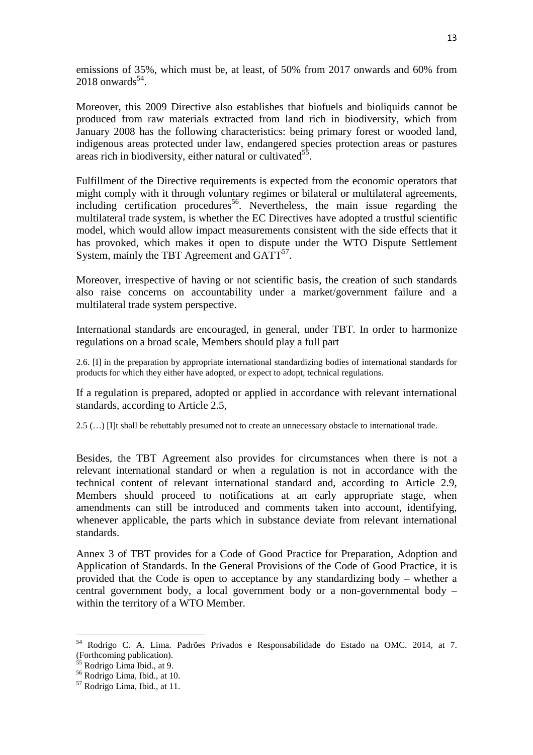emissions of 35%, which must be, at least, of 50% from 2017 onwards and 60% from 2018 onwards[54].

Moreover, this 2009 Directive also establishes that biofuels and bioliquids cannot be produced from raw materials extracted from land rich in biodiversity, which from January 2008 has the following characteristics: being primary forest or wooded land, indigenous areas protected under law, endangered species protection areas or pastures areas rich in biodiversity, either natural or cultivated[55].

Fulfillment of the Directive requirements is expected from the economic operators that might comply with it through voluntary regimes or bilateral or multilateral agreements, including certification procedures[56]. Nevertheless, the main issue regarding the multilateral trade system, is whether the EC Directives have adopted a trustful scientific model, which would allow impact measurements consistent with the side effects that it has provoked, which makes it open to dispute under the WTO Dispute Settlement System, mainly the TBT Agreement and GATT[57].

Moreover, irrespective of having or not scientific basis, the creation of such standards also raise concerns on accountability under a market/government failure and a multilateral trade system perspective.

International standards are encouraged, in general, under TBT. In order to harmonize regulations on a broad scale, Members should play a full part

> 2.6. [I] in the preparation by appropriate international standardizing bodies of international standards for products for which they either have adopted, or expect to adopt, technical regulations.

If a regulation is prepared, adopted or applied in accordance with relevant international standards, according to Article 2.5,

> 2.5 (…) [I]t shall be rebuttably presumed not to create an unnecessary obstacle to international trade.

Besides, the TBT Agreement also provides for circumstances when there is not a relevant international standard or when a regulation is not in accordance with the technical content of relevant international standard and, according to Article 2.9, Members should proceed to notifications at an early appropriate stage, when amendments can still be introduced and comments taken into account, identifying, whenever applicable, the parts which in substance deviate from relevant international standards.

Annex 3 of TBT provides for a Code of Good Practice for Preparation, Adoption and Application of Standards. In the General Provisions of the Code of Good Practice, it is provided that the Code is open to acceptance by any standardizing body – whether a central government body, a local government body or a non-governmental body – within the territory of a WTO Member.

---

[54] Rodrigo C. A. Lima. Padrões Privados e Responsabilidade do Estado na OMC. 2014, at 7. (Forthcoming publication).

[55] Rodrigo Lima Ibid., at 9.

[56] Rodrigo Lima, Ibid., at 10.

[57] Rodrigo Lima, Ibid., at 11.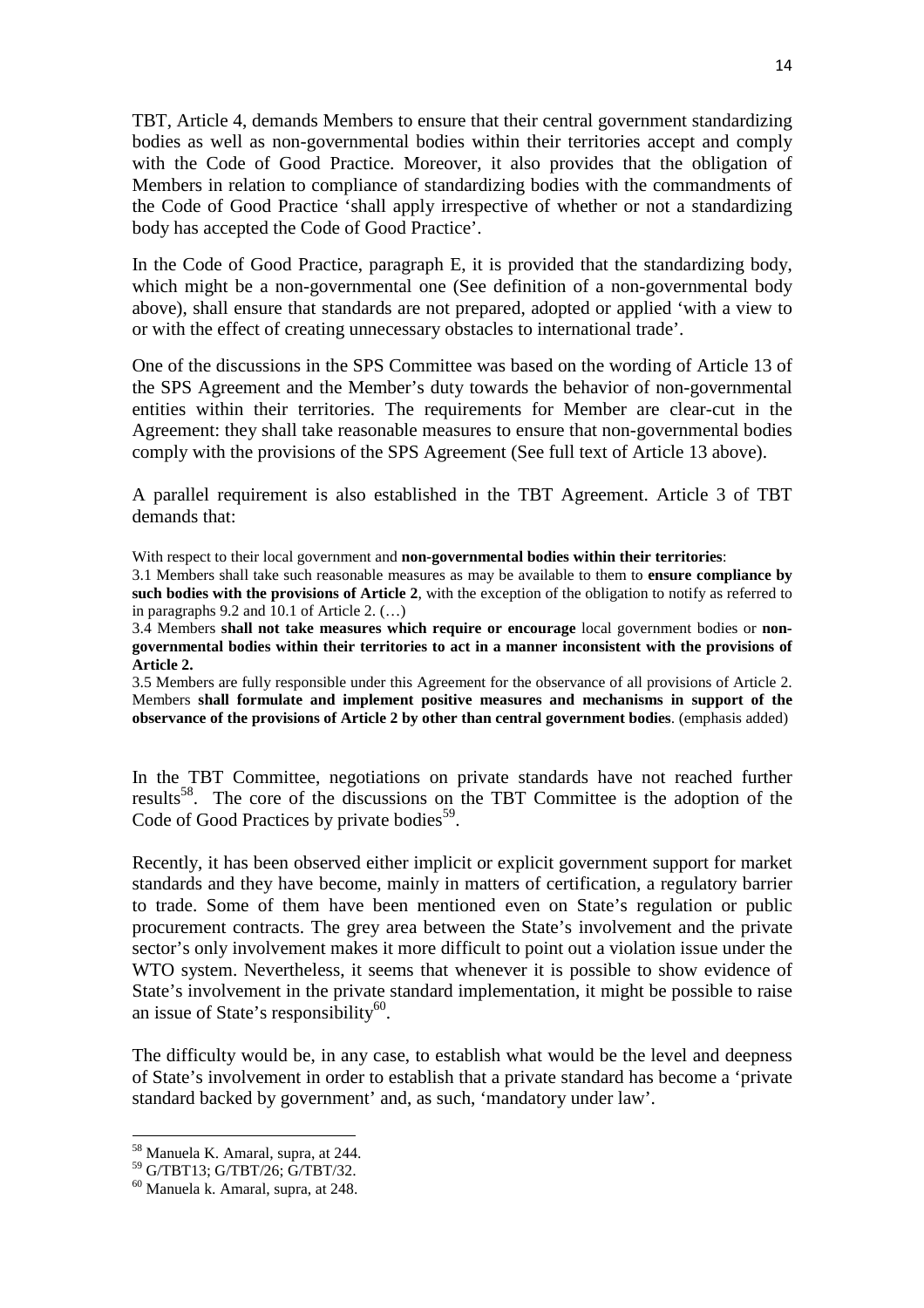TBT, Article 4, demands Members to ensure that their central government standardizing bodies as well as non-governmental bodies within their territories accept and comply with the Code of Good Practice. Moreover, it also provides that the obligation of Members in relation to compliance of standardizing bodies with the commandments of the Code of Good Practice 'shall apply irrespective of whether or not a standardizing body has accepted the Code of Good Practice'.

In the Code of Good Practice, paragraph E, it is provided that the standardizing body, which might be a non-governmental one (See definition of a non-governmental body above), shall ensure that standards are not prepared, adopted or applied 'with a view to or with the effect of creating unnecessary obstacles to international trade'.

One of the discussions in the SPS Committee was based on the wording of Article 13 of the SPS Agreement and the Member's duty towards the behavior of non-governmental entities within their territories. The requirements for Member are clear-cut in the Agreement: they shall take reasonable measures to ensure that non-governmental bodies comply with the provisions of the SPS Agreement (See full text of Article 13 above).

A parallel requirement is also established in the TBT Agreement. Article 3 of TBT demands that:

> With respect to their local government and **non-governmental bodies within their territories**:
>
> 3.1 Members shall take such reasonable measures as may be available to them to **ensure compliance by such bodies with the provisions of Article 2**, with the exception of the obligation to notify as referred to in paragraphs 9.2 and 10.1 of Article 2. (…)
>
> 3.4 Members **shall not take measures which require or encourage** local government bodies or **non-governmental bodies within their territories to act in a manner inconsistent with the provisions of Article 2.**
>
> 3.5 Members are fully responsible under this Agreement for the observance of all provisions of Article 2. Members **shall formulate and implement positive measures and mechanisms in support of the observance of the provisions of Article 2 by other than central government bodies**. (emphasis added)

In the TBT Committee, negotiations on private standards have not reached further results[58]. The core of the discussions on the TBT Committee is the adoption of the Code of Good Practices by private bodies[59].

Recently, it has been observed either implicit or explicit government support for market standards and they have become, mainly in matters of certification, a regulatory barrier to trade. Some of them have been mentioned even on State's regulation or public procurement contracts. The grey area between the State's involvement and the private sector's only involvement makes it more difficult to point out a violation issue under the WTO system. Nevertheless, it seems that whenever it is possible to show evidence of State's involvement in the private standard implementation, it might be possible to raise an issue of State's responsibility[60].

The difficulty would be, in any case, to establish what would be the level and deepness of State's involvement in order to establish that a private standard has become a 'private standard backed by government' and, as such, 'mandatory under law'.

---

[58] Manuela K. Amaral, supra, at 244.

[59] G/TBT13; G/TBT/26; G/TBT/32.

[60] Manuela k. Amaral, supra, at 248.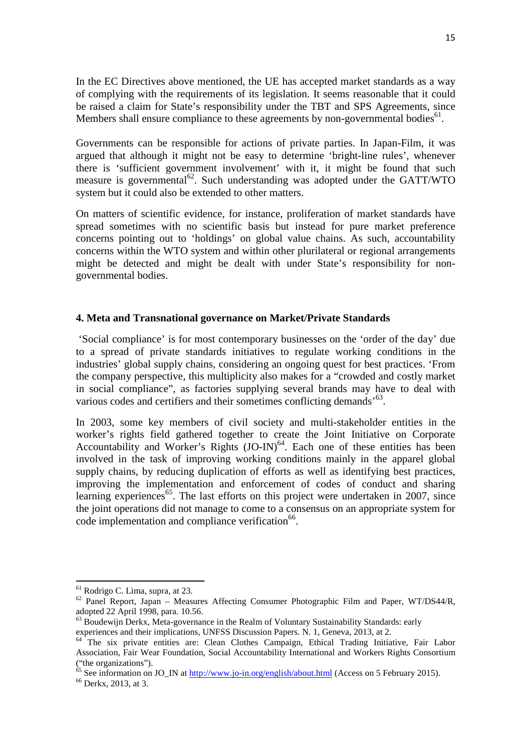In the EC Directives above mentioned, the UE has accepted market standards as a way of complying with the requirements of its legislation. It seems reasonable that it could be raised a claim for State's responsibility under the TBT and SPS Agreements, since Members shall ensure compliance to these agreements by non-governmental bodies[61].

Governments can be responsible for actions of private parties. In Japan-Film, it was argued that although it might not be easy to determine 'bright-line rules', whenever there is 'sufficient government involvement' with it, it might be found that such measure is governmental[62]. Such understanding was adopted under the GATT/WTO system but it could also be extended to other matters.

On matters of scientific evidence, for instance, proliferation of market standards have spread sometimes with no scientific basis but instead for pure market preference concerns pointing out to 'holdings' on global value chains. As such, accountability concerns within the WTO system and within other plurilateral or regional arrangements might be detected and might be dealt with under State's responsibility for non-governmental bodies.

## 4. Meta and Transnational governance on Market/Private Standards

'Social compliance' is for most contemporary businesses on the 'order of the day' due to a spread of private standards initiatives to regulate working conditions in the industries' global supply chains, considering an ongoing quest for best practices. 'From the company perspective, this multiplicity also makes for a "crowded and costly market in social compliance", as factories supplying several brands may have to deal with various codes and certifiers and their sometimes conflicting demands'[63].

In 2003, some key members of civil society and multi-stakeholder entities in the worker's rights field gathered together to create the Joint Initiative on Corporate Accountability and Worker's Rights (JO-IN)[64]. Each one of these entities has been involved in the task of improving working conditions mainly in the apparel global supply chains, by reducing duplication of efforts as well as identifying best practices, improving the implementation and enforcement of codes of conduct and sharing learning experiences[65]. The last efforts on this project were undertaken in 2007, since the joint operations did not manage to come to a consensus on an appropriate system for code implementation and compliance verification[66].

---

[61] Rodrigo C. Lima, supra, at 23.

[62] Panel Report, Japan – Measures Affecting Consumer Photographic Film and Paper, WT/DS44/R, adopted 22 April 1998, para. 10.56.

[63] Boudewijn Derkx, Meta-governance in the Realm of Voluntary Sustainability Standards: early experiences and their implications, UNFSS Discussion Papers. N. 1, Geneva, 2013, at 2.

[64] The six private entities are: Clean Clothes Campaign, Ethical Trading Initiative, Fair Labor Association, Fair Wear Foundation, Social Accountability International and Workers Rights Consortium ("the organizations").

[65] See information on JO_IN at http://www.jo-in.org/english/about.html (Access on 5 February 2015).

[66] Derkx, 2013, at 3.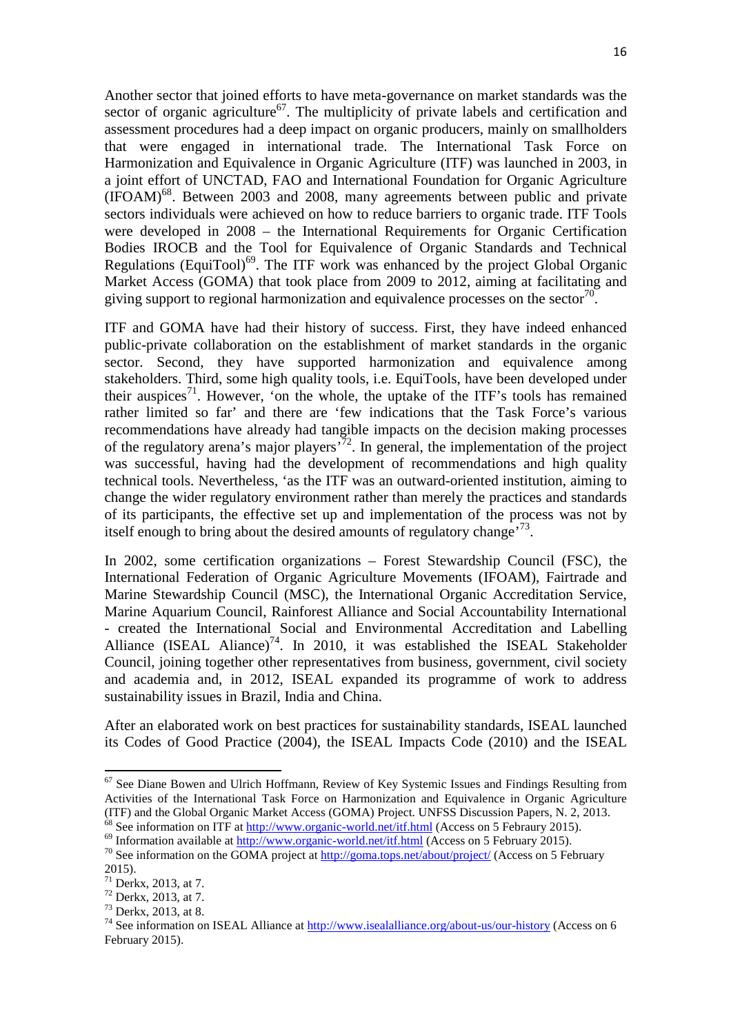Another sector that joined efforts to have meta-governance on market standards was the sector of organic agriculture[67]. The multiplicity of private labels and certification and assessment procedures had a deep impact on organic producers, mainly on smallholders that were engaged in international trade. The International Task Force on Harmonization and Equivalence in Organic Agriculture (ITF) was launched in 2003, in a joint effort of UNCTAD, FAO and International Foundation for Organic Agriculture (IFOAM)[68]. Between 2003 and 2008, many agreements between public and private sectors individuals were achieved on how to reduce barriers to organic trade. ITF Tools were developed in 2008 – the International Requirements for Organic Certification Bodies IROCB and the Tool for Equivalence of Organic Standards and Technical Regulations (EquiTool)[69]. The ITF work was enhanced by the project Global Organic Market Access (GOMA) that took place from 2009 to 2012, aiming at facilitating and giving support to regional harmonization and equivalence processes on the sector[70].

ITF and GOMA have had their history of success. First, they have indeed enhanced public-private collaboration on the establishment of market standards in the organic sector. Second, they have supported harmonization and equivalence among stakeholders. Third, some high quality tools, i.e. EquiTools, have been developed under their auspices[71]. However, 'on the whole, the uptake of the ITF's tools has remained rather limited so far' and there are 'few indications that the Task Force's various recommendations have already had tangible impacts on the decision making processes of the regulatory arena's major players'[72]. In general, the implementation of the project was successful, having had the development of recommendations and high quality technical tools. Nevertheless, 'as the ITF was an outward-oriented institution, aiming to change the wider regulatory environment rather than merely the practices and standards of its participants, the effective set up and implementation of the process was not by itself enough to bring about the desired amounts of regulatory change'[73].

In 2002, some certification organizations – Forest Stewardship Council (FSC), the International Federation of Organic Agriculture Movements (IFOAM), Fairtrade and Marine Stewardship Council (MSC), the International Organic Accreditation Service, Marine Aquarium Council, Rainforest Alliance and Social Accountability International - created the International Social and Environmental Accreditation and Labelling Alliance (ISEAL Aliance)[74]. In 2010, it was established the ISEAL Stakeholder Council, joining together other representatives from business, government, civil society and academia and, in 2012, ISEAL expanded its programme of work to address sustainability issues in Brazil, India and China.

After an elaborated work on best practices for sustainability standards, ISEAL launched its Codes of Good Practice (2004), the ISEAL Impacts Code (2010) and the ISEAL

---

[67] See Diane Bowen and Ulrich Hoffmann, Review of Key Systemic Issues and Findings Resulting from Activities of the International Task Force on Harmonization and Equivalence in Organic Agriculture (ITF) and the Global Organic Market Access (GOMA) Project. UNFSS Discussion Papers, N. 2, 2013.

[68] See information on ITF at http://www.organic-world.net/itf.html (Access on 5 Febraury 2015).

[69] Information available at http://www.organic-world.net/itf.html (Access on 5 February 2015).

[70] See information on the GOMA project at http://goma.tops.net/about/project/ (Access on 5 February 2015).

[71] Derkx, 2013, at 7.

[72] Derkx, 2013, at 7.

[73] Derkx, 2013, at 8.

[74] See information on ISEAL Alliance at http://www.isealalliance.org/about-us/our-history (Access on 6 February 2015).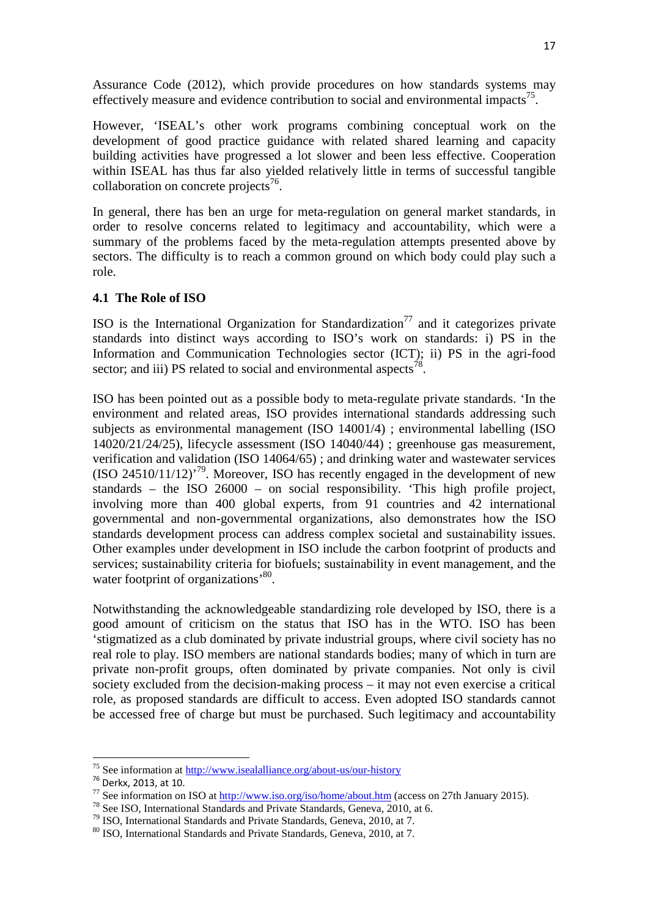Assurance Code (2012), which provide procedures on how standards systems may effectively measure and evidence contribution to social and environmental impacts[75].

However, 'ISEAL's other work programs combining conceptual work on the development of good practice guidance with related shared learning and capacity building activities have progressed a lot slower and been less effective. Cooperation within ISEAL has thus far also yielded relatively little in terms of successful tangible collaboration on concrete projects[76].

In general, there has ben an urge for meta-regulation on general market standards, in order to resolve concerns related to legitimacy and accountability, which were a summary of the problems faced by the meta-regulation attempts presented above by sectors. The difficulty is to reach a common ground on which body could play such a role.

### 4.1 The Role of ISO

ISO is the International Organization for Standardization[77] and it categorizes private standards into distinct ways according to ISO's work on standards: i) PS in the Information and Communication Technologies sector (ICT); ii) PS in the agri-food sector; and iii) PS related to social and environmental aspects[78].

ISO has been pointed out as a possible body to meta-regulate private standards. 'In the environment and related areas, ISO provides international standards addressing such subjects as environmental management (ISO 14001/4) ; environmental labelling (ISO 14020/21/24/25), lifecycle assessment (ISO 14040/44) ; greenhouse gas measurement, verification and validation (ISO 14064/65) ; and drinking water and wastewater services (ISO 24510/11/12)'[79]. Moreover, ISO has recently engaged in the development of new standards – the ISO 26000 – on social responsibility. 'This high profile project, involving more than 400 global experts, from 91 countries and 42 international governmental and non-governmental organizations, also demonstrates how the ISO standards development process can address complex societal and sustainability issues. Other examples under development in ISO include the carbon footprint of products and services; sustainability criteria for biofuels; sustainability in event management, and the water footprint of organizations'[80].

Notwithstanding the acknowledgeable standardizing role developed by ISO, there is a good amount of criticism on the status that ISO has in the WTO. ISO has been 'stigmatized as a club dominated by private industrial groups, where civil society has no real role to play. ISO members are national standards bodies; many of which in turn are private non-profit groups, often dominated by private companies. Not only is civil society excluded from the decision-making process – it may not even exercise a critical role, as proposed standards are difficult to access. Even adopted ISO standards cannot be accessed free of charge but must be purchased. Such legitimacy and accountability

---

[75] See information at http://www.isealalliance.org/about-us/our-history

[76] Derkx, 2013, at 10.

[77] See information on ISO at http://www.iso.org/iso/home/about.htm (access on 27th January 2015).

[78] See ISO, International Standards and Private Standards, Geneva, 2010, at 6.

[79] ISO, International Standards and Private Standards, Geneva, 2010, at 7.

[80] ISO, International Standards and Private Standards, Geneva, 2010, at 7.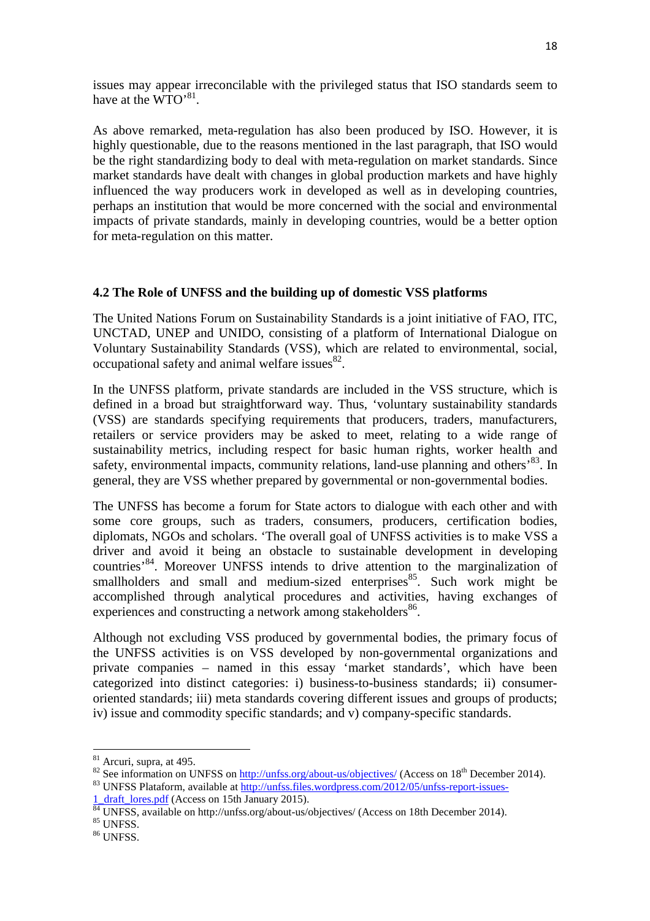issues may appear irreconcilable with the privileged status that ISO standards seem to have at the WTO'[81].

As above remarked, meta-regulation has also been produced by ISO. However, it is highly questionable, due to the reasons mentioned in the last paragraph, that ISO would be the right standardizing body to deal with meta-regulation on market standards. Since market standards have dealt with changes in global production markets and have highly influenced the way producers work in developed as well as in developing countries, perhaps an institution that would be more concerned with the social and environmental impacts of private standards, mainly in developing countries, would be a better option for meta-regulation on this matter.

### 4.2 The Role of UNFSS and the building up of domestic VSS platforms

The United Nations Forum on Sustainability Standards is a joint initiative of FAO, ITC, UNCTAD, UNEP and UNIDO, consisting of a platform of International Dialogue on Voluntary Sustainability Standards (VSS), which are related to environmental, social, occupational safety and animal welfare issues[82].

In the UNFSS platform, private standards are included in the VSS structure, which is defined in a broad but straightforward way. Thus, 'voluntary sustainability standards (VSS) are standards specifying requirements that producers, traders, manufacturers, retailers or service providers may be asked to meet, relating to a wide range of sustainability metrics, including respect for basic human rights, worker health and safety, environmental impacts, community relations, land-use planning and others'[83]. In general, they are VSS whether prepared by governmental or non-governmental bodies.

The UNFSS has become a forum for State actors to dialogue with each other and with some core groups, such as traders, consumers, producers, certification bodies, diplomats, NGOs and scholars. 'The overall goal of UNFSS activities is to make VSS a driver and avoid it being an obstacle to sustainable development in developing countries'[84]. Moreover UNFSS intends to drive attention to the marginalization of smallholders and small and medium-sized enterprises[85]. Such work might be accomplished through analytical procedures and activities, having exchanges of experiences and constructing a network among stakeholders[86].

Although not excluding VSS produced by governmental bodies, the primary focus of the UNFSS activities is on VSS developed by non-governmental organizations and private companies – named in this essay 'market standards', which have been categorized into distinct categories: i) business-to-business standards; ii) consumer-oriented standards; iii) meta standards covering different issues and groups of products; iv) issue and commodity specific standards; and v) company-specific standards.

---

[81] Arcuri, supra, at 495.

[82] See information on UNFSS on http://unfss.org/about-us/objectives/ (Access on 18th December 2014).

[83] UNFSS Plataform, available at http://unfss.files.wordpress.com/2012/05/unfss-report-issues-1_draft_lores.pdf (Access on 15th January 2015).

[84] UNFSS, available on http://unfss.org/about-us/objectives/ (Access on 18th December 2014).

[85] UNFSS.

[86] UNFSS.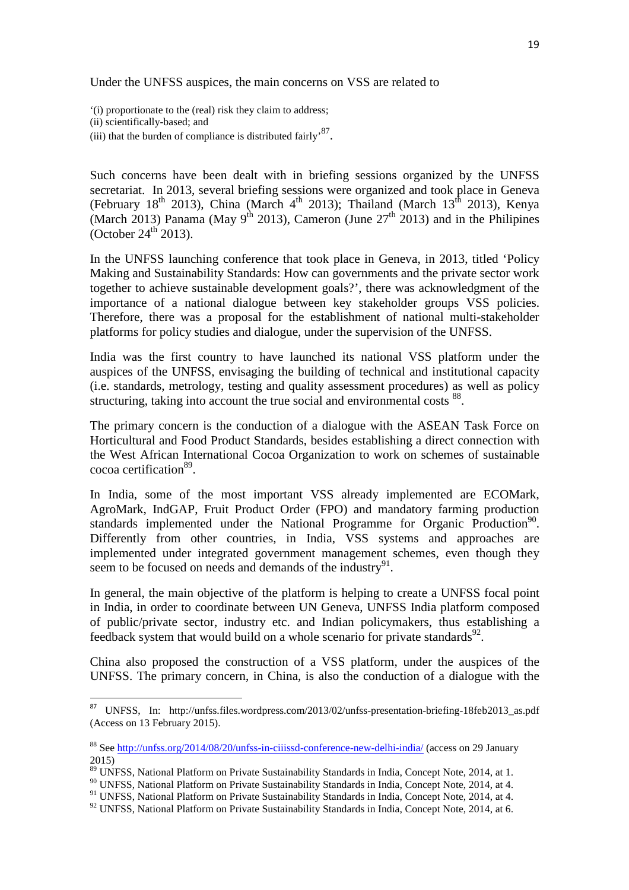Under the UNFSS auspices, the main concerns on VSS are related to

'(i) proportionate to the (real) risk they claim to address;
(ii) scientifically-based; and
(iii) that the burden of compliance is distributed fairly'[87].

Such concerns have been dealt with in briefing sessions organized by the UNFSS secretariat. In 2013, several briefing sessions were organized and took place in Geneva (February 18th 2013), China (March 4th 2013); Thailand (March 13th 2013), Kenya (March 2013) Panama (May 9th 2013), Cameron (June 27th 2013) and in the Philipines (October 24th 2013).

In the UNFSS launching conference that took place in Geneva, in 2013, titled 'Policy Making and Sustainability Standards: How can governments and the private sector work together to achieve sustainable development goals?', there was acknowledgment of the importance of a national dialogue between key stakeholder groups VSS policies. Therefore, there was a proposal for the establishment of national multi-stakeholder platforms for policy studies and dialogue, under the supervision of the UNFSS.

India was the first country to have launched its national VSS platform under the auspices of the UNFSS, envisaging the building of technical and institutional capacity (i.e. standards, metrology, testing and quality assessment procedures) as well as policy structuring, taking into account the true social and environmental costs [88].

The primary concern is the conduction of a dialogue with the ASEAN Task Force on Horticultural and Food Product Standards, besides establishing a direct connection with the West African International Cocoa Organization to work on schemes of sustainable cocoa certification[89].

In India, some of the most important VSS already implemented are ECOMark, AgroMark, IndGAP, Fruit Product Order (FPO) and mandatory farming production standards implemented under the National Programme for Organic Production[90]. Differently from other countries, in India, VSS systems and approaches are implemented under integrated government management schemes, even though they seem to be focused on needs and demands of the industry[91].

In general, the main objective of the platform is helping to create a UNFSS focal point in India, in order to coordinate between UN Geneva, UNFSS India platform composed of public/private sector, industry etc. and Indian policymakers, thus establishing a feedback system that would build on a whole scenario for private standards[92].

China also proposed the construction of a VSS platform, under the auspices of the UNFSS. The primary concern, in China, is also the conduction of a dialogue with the

---

[87] UNFSS, In: http://unfss.files.wordpress.com/2013/02/unfss-presentation-briefing-18feb2013_as.pdf (Access on 13 February 2015).

[88] See http://unfss.org/2014/08/20/unfss-in-ciiissd-conference-new-delhi-india/ (access on 29 January 2015)

[89] UNFSS, National Platform on Private Sustainability Standards in India, Concept Note, 2014, at 1.

[90] UNFSS, National Platform on Private Sustainability Standards in India, Concept Note, 2014, at 4.

[91] UNFSS, National Platform on Private Sustainability Standards in India, Concept Note, 2014, at 4.

[92] UNFSS, National Platform on Private Sustainability Standards in India, Concept Note, 2014, at 6.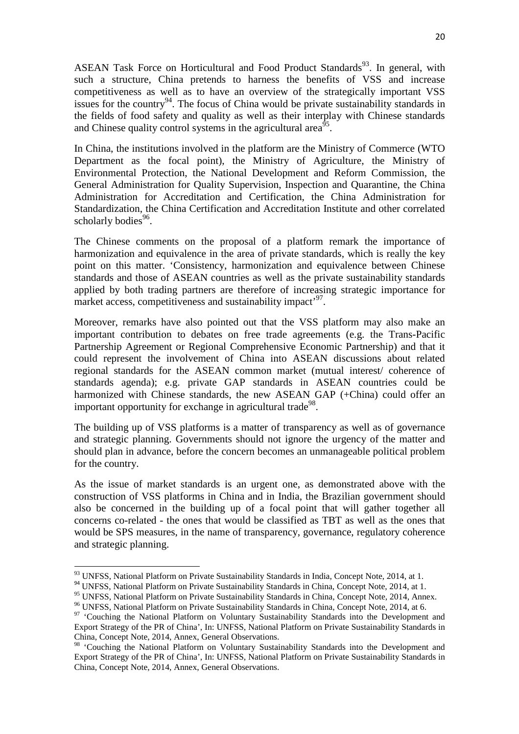ASEAN Task Force on Horticultural and Food Product Standards[93]. In general, with such a structure, China pretends to harness the benefits of VSS and increase competitiveness as well as to have an overview of the strategically important VSS issues for the country[94]. The focus of China would be private sustainability standards in the fields of food safety and quality as well as their interplay with Chinese standards and Chinese quality control systems in the agricultural area[95].

In China, the institutions involved in the platform are the Ministry of Commerce (WTO Department as the focal point), the Ministry of Agriculture, the Ministry of Environmental Protection, the National Development and Reform Commission, the General Administration for Quality Supervision, Inspection and Quarantine, the China Administration for Accreditation and Certification, the China Administration for Standardization, the China Certification and Accreditation Institute and other correlated scholarly bodies[96].

The Chinese comments on the proposal of a platform remark the importance of harmonization and equivalence in the area of private standards, which is really the key point on this matter. 'Consistency, harmonization and equivalence between Chinese standards and those of ASEAN countries as well as the private sustainability standards applied by both trading partners are therefore of increasing strategic importance for market access, competitiveness and sustainability impact'[97].

Moreover, remarks have also pointed out that the VSS platform may also make an important contribution to debates on free trade agreements (e.g. the Trans-Pacific Partnership Agreement or Regional Comprehensive Economic Partnership) and that it could represent the involvement of China into ASEAN discussions about related regional standards for the ASEAN common market (mutual interest/ coherence of standards agenda); e.g. private GAP standards in ASEAN countries could be harmonized with Chinese standards, the new ASEAN GAP (+China) could offer an important opportunity for exchange in agricultural trade[98].

The building up of VSS platforms is a matter of transparency as well as of governance and strategic planning. Governments should not ignore the urgency of the matter and should plan in advance, before the concern becomes an unmanageable political problem for the country.

As the issue of market standards is an urgent one, as demonstrated above with the construction of VSS platforms in China and in India, the Brazilian government should also be concerned in the building up of a focal point that will gather together all concerns co-related - the ones that would be classified as TBT as well as the ones that would be SPS measures, in the name of transparency, governance, regulatory coherence and strategic planning.

---

[93] UNFSS, National Platform on Private Sustainability Standards in India, Concept Note, 2014, at 1.

[94] UNFSS, National Platform on Private Sustainability Standards in China, Concept Note, 2014, at 1.

[95] UNFSS, National Platform on Private Sustainability Standards in China, Concept Note, 2014, Annex.

[96] UNFSS, National Platform on Private Sustainability Standards in China, Concept Note, 2014, at 6.

[97] 'Couching the National Platform on Voluntary Sustainability Standards into the Development and Export Strategy of the PR of China', In: UNFSS, National Platform on Private Sustainability Standards in China, Concept Note, 2014, Annex, General Observations.

[98] 'Couching the National Platform on Voluntary Sustainability Standards into the Development and Export Strategy of the PR of China', In: UNFSS, National Platform on Private Sustainability Standards in China, Concept Note, 2014, Annex, General Observations.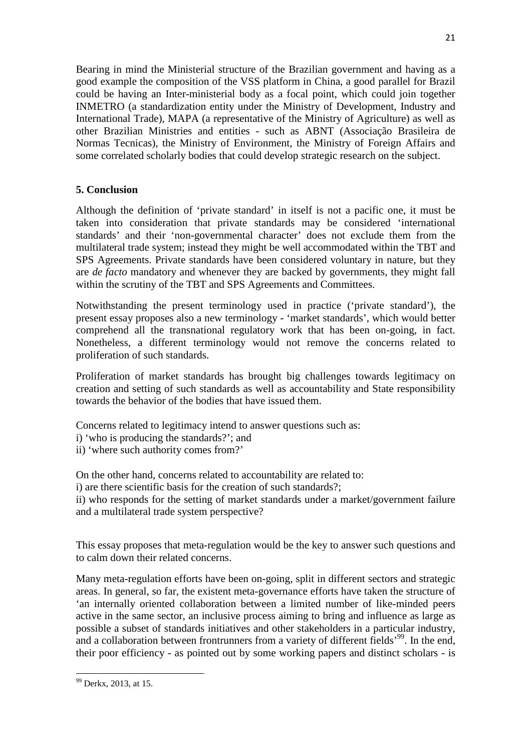Bearing in mind the Ministerial structure of the Brazilian government and having as a good example the composition of the VSS platform in China, a good parallel for Brazil could be having an Inter-ministerial body as a focal point, which could join together INMETRO (a standardization entity under the Ministry of Development, Industry and International Trade), MAPA (a representative of the Ministry of Agriculture) as well as other Brazilian Ministries and entities - such as ABNT (Associação Brasileira de Normas Tecnicas), the Ministry of Environment, the Ministry of Foreign Affairs and some correlated scholarly bodies that could develop strategic research on the subject.

## 5. Conclusion

Although the definition of 'private standard' in itself is not a pacific one, it must be taken into consideration that private standards may be considered 'international standards' and their 'non-governmental character' does not exclude them from the multilateral trade system; instead they might be well accommodated within the TBT and SPS Agreements. Private standards have been considered voluntary in nature, but they are *de facto* mandatory and whenever they are backed by governments, they might fall within the scrutiny of the TBT and SPS Agreements and Committees.

Notwithstanding the present terminology used in practice ('private standard'), the present essay proposes also a new terminology - 'market standards', which would better comprehend all the transnational regulatory work that has been on-going, in fact. Nonetheless, a different terminology would not remove the concerns related to proliferation of such standards.

Proliferation of market standards has brought big challenges towards legitimacy on creation and setting of such standards as well as accountability and State responsibility towards the behavior of the bodies that have issued them.

Concerns related to legitimacy intend to answer questions such as:
i) 'who is producing the standards?'; and
ii) 'where such authority comes from?'

On the other hand, concerns related to accountability are related to:
i) are there scientific basis for the creation of such standards?;
ii) who responds for the setting of market standards under a market/government failure and a multilateral trade system perspective?

This essay proposes that meta-regulation would be the key to answer such questions and to calm down their related concerns.

Many meta-regulation efforts have been on-going, split in different sectors and strategic areas. In general, so far, the existent meta-governance efforts have taken the structure of 'an internally oriented collaboration between a limited number of like-minded peers active in the same sector, an inclusive process aiming to bring and influence as large as possible a subset of standards initiatives and other stakeholders in a particular industry, and a collaboration between frontrunners from a variety of different fields'[99]. In the end, their poor efficiency - as pointed out by some working papers and distinct scholars - is

[99] Derkx, 2013, at 15.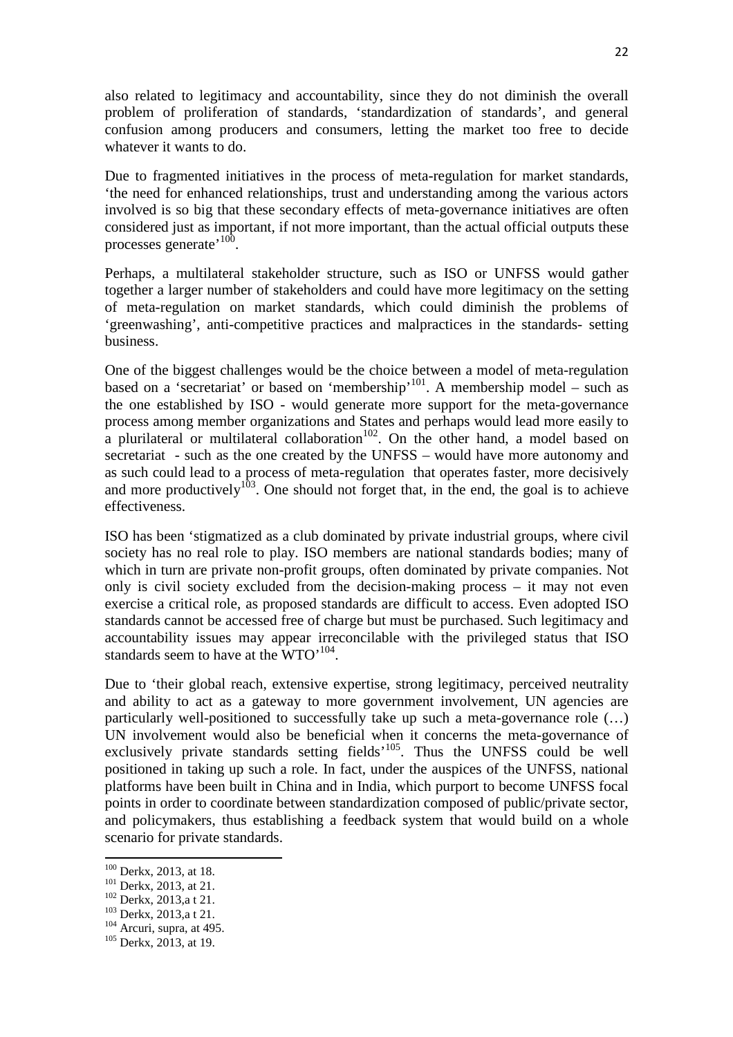also related to legitimacy and accountability, since they do not diminish the overall problem of proliferation of standards, 'standardization of standards', and general confusion among producers and consumers, letting the market too free to decide whatever it wants to do.

Due to fragmented initiatives in the process of meta-regulation for market standards, 'the need for enhanced relationships, trust and understanding among the various actors involved is so big that these secondary effects of meta-governance initiatives are often considered just as important, if not more important, than the actual official outputs these processes generate'[100].

Perhaps, a multilateral stakeholder structure, such as ISO or UNFSS would gather together a larger number of stakeholders and could have more legitimacy on the setting of meta-regulation on market standards, which could diminish the problems of 'greenwashing', anti-competitive practices and malpractices in the standards- setting business.

One of the biggest challenges would be the choice between a model of meta-regulation based on a 'secretariat' or based on 'membership'[101]. A membership model – such as the one established by ISO - would generate more support for the meta-governance process among member organizations and States and perhaps would lead more easily to a plurilateral or multilateral collaboration[102]. On the other hand, a model based on secretariat - such as the one created by the UNFSS – would have more autonomy and as such could lead to a process of meta-regulation that operates faster, more decisively and more productively[103]. One should not forget that, in the end, the goal is to achieve effectiveness.

ISO has been 'stigmatized as a club dominated by private industrial groups, where civil society has no real role to play. ISO members are national standards bodies; many of which in turn are private non-profit groups, often dominated by private companies. Not only is civil society excluded from the decision-making process – it may not even exercise a critical role, as proposed standards are difficult to access. Even adopted ISO standards cannot be accessed free of charge but must be purchased. Such legitimacy and accountability issues may appear irreconcilable with the privileged status that ISO standards seem to have at the WTO'[104].

Due to 'their global reach, extensive expertise, strong legitimacy, perceived neutrality and ability to act as a gateway to more government involvement, UN agencies are particularly well-positioned to successfully take up such a meta-governance role (…) UN involvement would also be beneficial when it concerns the meta-governance of exclusively private standards setting fields'[105]. Thus the UNFSS could be well positioned in taking up such a role. In fact, under the auspices of the UNFSS, national platforms have been built in China and in India, which purport to become UNFSS focal points in order to coordinate between standardization composed of public/private sector, and policymakers, thus establishing a feedback system that would build on a whole scenario for private standards.

[100] Derkx, 2013, at 18.
[101] Derkx, 2013, at 21.
[102] Derkx, 2013,a t 21.
[103] Derkx, 2013,a t 21.
[104] Arcuri, supra, at 495.
[105] Derkx, 2013, at 19.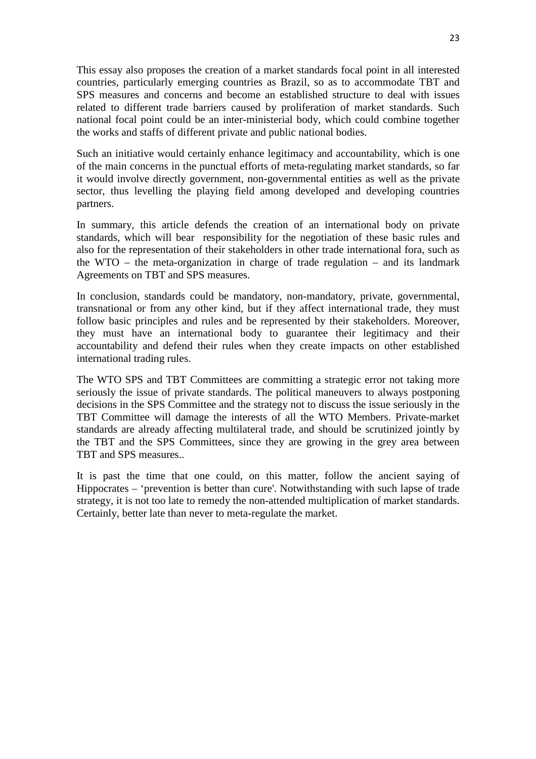This essay also proposes the creation of a market standards focal point in all interested countries, particularly emerging countries as Brazil, so as to accommodate TBT and SPS measures and concerns and become an established structure to deal with issues related to different trade barriers caused by proliferation of market standards. Such national focal point could be an inter-ministerial body, which could combine together the works and staffs of different private and public national bodies.

Such an initiative would certainly enhance legitimacy and accountability, which is one of the main concerns in the punctual efforts of meta-regulating market standards, so far it would involve directly government, non-governmental entities as well as the private sector, thus levelling the playing field among developed and developing countries partners.

In summary, this article defends the creation of an international body on private standards, which will bear responsibility for the negotiation of these basic rules and also for the representation of their stakeholders in other trade international fora, such as the WTO – the meta-organization in charge of trade regulation – and its landmark Agreements on TBT and SPS measures.

In conclusion, standards could be mandatory, non-mandatory, private, governmental, transnational or from any other kind, but if they affect international trade, they must follow basic principles and rules and be represented by their stakeholders. Moreover, they must have an international body to guarantee their legitimacy and their accountability and defend their rules when they create impacts on other established international trading rules.

The WTO SPS and TBT Committees are committing a strategic error not taking more seriously the issue of private standards. The political maneuvers to always postponing decisions in the SPS Committee and the strategy not to discuss the issue seriously in the TBT Committee will damage the interests of all the WTO Members. Private-market standards are already affecting multilateral trade, and should be scrutinized jointly by the TBT and the SPS Committees, since they are growing in the grey area between TBT and SPS measures..

It is past the time that one could, on this matter, follow the ancient saying of Hippocrates – 'prevention is better than cure'. Notwithstanding with such lapse of trade strategy, it is not too late to remedy the non-attended multiplication of market standards. Certainly, better late than never to meta-regulate the market.